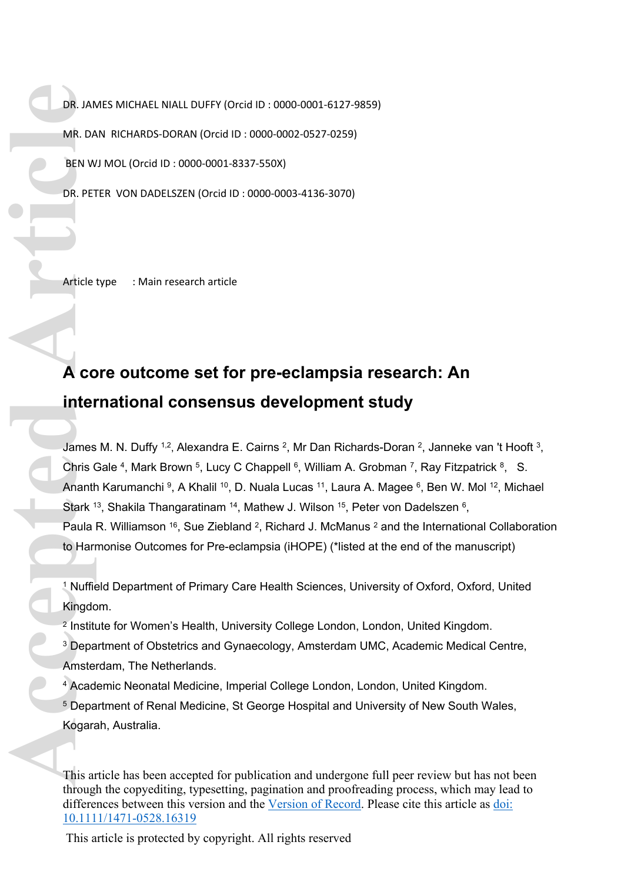DR. JAMES MICHAEL NIALL DUFFY (Orcid ID : 0000-0001-6127-9859)

MR. DAN RICHARDS-DORAN (Orcid ID : 0000-0002-0527-0259)

BEN WJ MOL (Orcid ID : 0000-0001-8337-550X)

DR. PETER VON DADELSZEN (Orcid ID : 0000-0003-4136-3070)

Article type : Main research article

# A core outcome set for pre-eclampsia research: An international consensus development study

James M. N. Duffy [1,2], Alexandra E. Cairns [2], Mr Dan Richards-Doran [2], Janneke van 't Hooft [3], Chris Gale [4], Mark Brown [5], Lucy C Chappell [6], William A. Grobman [7], Ray Fitzpatrick [8], S. Ananth Karumanchi [9], A Khalil [10], D. Nuala Lucas [11], Laura A. Magee [6], Ben W. Mol [12], Michael Stark [13], Shakila Thangaratinam [14], Mathew J. Wilson [15], Peter von Dadelszen [6], Paula R. Williamson [16], Sue Ziebland [2], Richard J. McManus [2] and the International Collaboration to Harmonise Outcomes for Pre-eclampsia (iHOPE) (*listed at the end of the manuscript)

[1] Nuffield Department of Primary Care Health Sciences, University of Oxford, Oxford, United Kingdom.

[2] Institute for Women's Health, University College London, London, United Kingdom.

[3] Department of Obstetrics and Gynaecology, Amsterdam UMC, Academic Medical Centre, Amsterdam, The Netherlands.

[4] Academic Neonatal Medicine, Imperial College London, London, United Kingdom.

[5] Department of Renal Medicine, St George Hospital and University of New South Wales, Kogarah, Australia.

This article has been accepted for publication and undergone full peer review but has not been through the copyediting, typesetting, pagination and proofreading process, which may lead to differences between this version and the Version of Record. Please cite this article as doi: 10.1111/1471-0528.16319

This article is protected by copyright. All rights reserved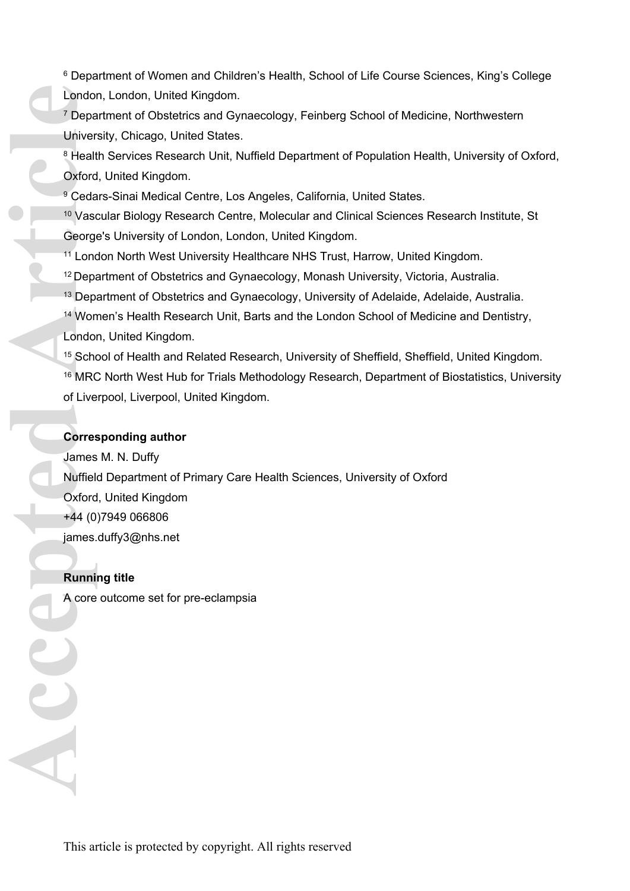[6] Department of Women and Children's Health, School of Life Course Sciences, King's College London, London, United Kingdom.

[7] Department of Obstetrics and Gynaecology, Feinberg School of Medicine, Northwestern University, Chicago, United States.

[8] Health Services Research Unit, Nuffield Department of Population Health, University of Oxford, Oxford, United Kingdom.

[9] Cedars-Sinai Medical Centre, Los Angeles, California, United States.

[10] Vascular Biology Research Centre, Molecular and Clinical Sciences Research Institute, St George's University of London, London, United Kingdom.

[11] London North West University Healthcare NHS Trust, Harrow, United Kingdom.

[12] Department of Obstetrics and Gynaecology, Monash University, Victoria, Australia.

[13] Department of Obstetrics and Gynaecology, University of Adelaide, Adelaide, Australia.

[14] Women's Health Research Unit, Barts and the London School of Medicine and Dentistry, London, United Kingdom.

[15] School of Health and Related Research, University of Sheffield, Sheffield, United Kingdom.

[16] MRC North West Hub for Trials Methodology Research, Department of Biostatistics, University of Liverpool, Liverpool, United Kingdom.

**Corresponding author**

James M. N. Duffy
Nuffield Department of Primary Care Health Sciences, University of Oxford
Oxford, United Kingdom
+44 (0)7949 066806
james.duffy3@nhs.net

**Running title**

A core outcome set for pre-eclampsia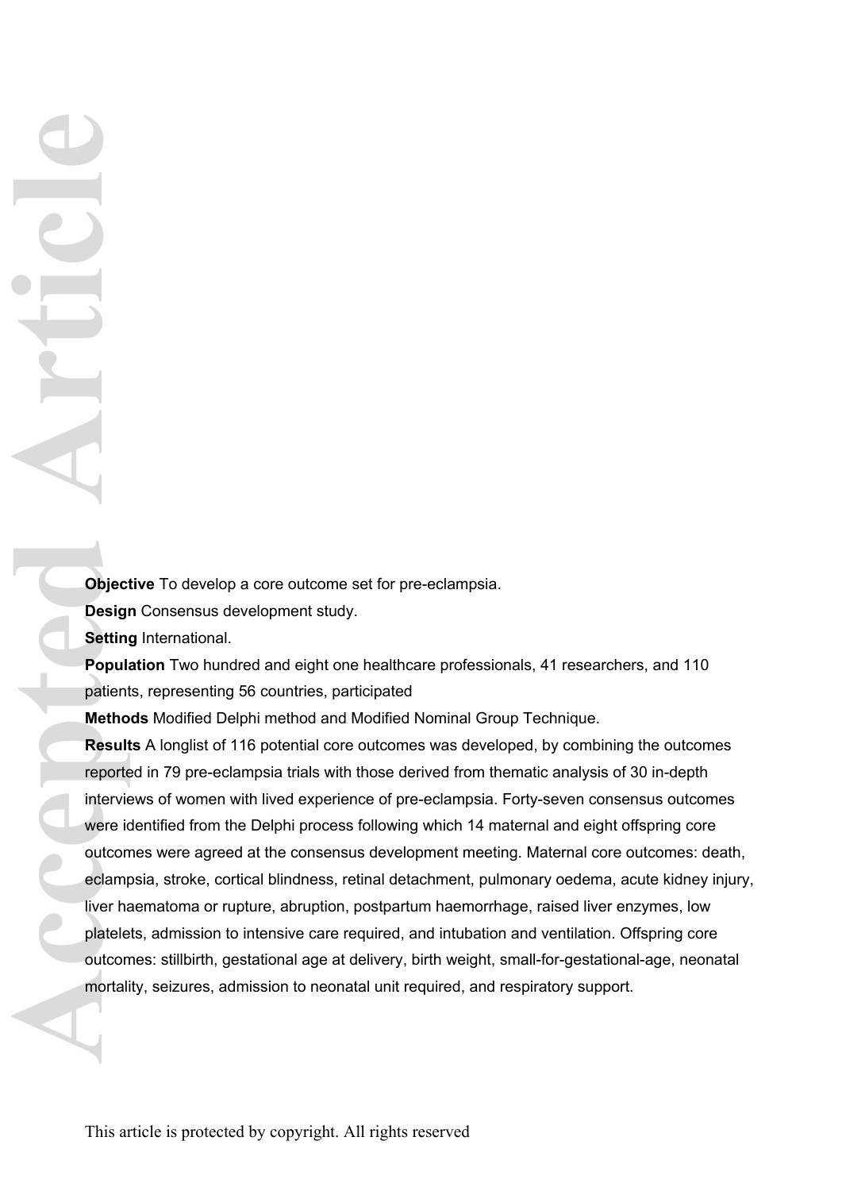**Objective** To develop a core outcome set for pre-eclampsia.

**Design** Consensus development study.

**Setting** International.

**Population** Two hundred and eight one healthcare professionals, 41 researchers, and 110 patients, representing 56 countries, participated

**Methods** Modified Delphi method and Modified Nominal Group Technique.

**Results** A longlist of 116 potential core outcomes was developed, by combining the outcomes reported in 79 pre-eclampsia trials with those derived from thematic analysis of 30 in-depth interviews of women with lived experience of pre-eclampsia. Forty-seven consensus outcomes were identified from the Delphi process following which 14 maternal and eight offspring core outcomes were agreed at the consensus development meeting. Maternal core outcomes: death, eclampsia, stroke, cortical blindness, retinal detachment, pulmonary oedema, acute kidney injury, liver haematoma or rupture, abruption, postpartum haemorrhage, raised liver enzymes, low platelets, admission to intensive care required, and intubation and ventilation. Offspring core outcomes: stillbirth, gestational age at delivery, birth weight, small-for-gestational-age, neonatal mortality, seizures, admission to neonatal unit required, and respiratory support.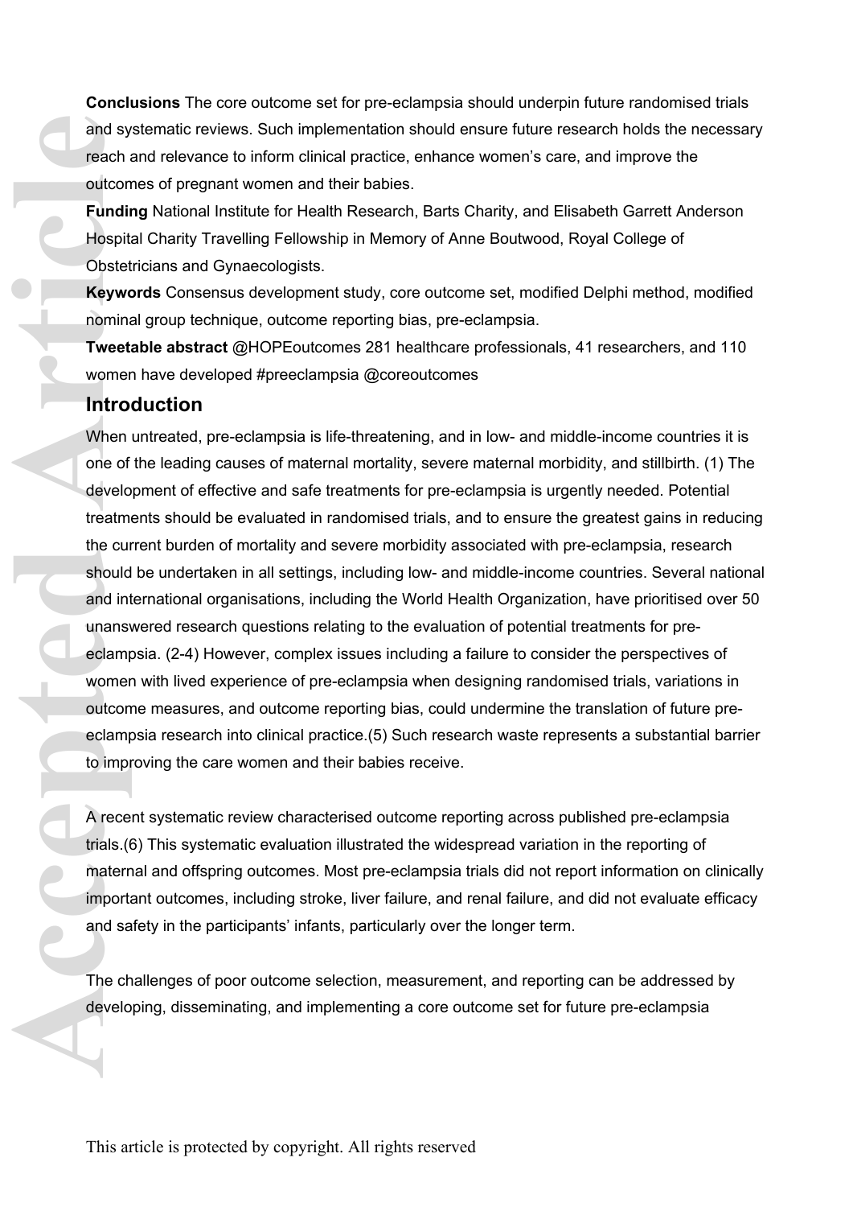**Conclusions** The core outcome set for pre-eclampsia should underpin future randomised trials and systematic reviews. Such implementation should ensure future research holds the necessary reach and relevance to inform clinical practice, enhance women's care, and improve the outcomes of pregnant women and their babies.

**Funding** National Institute for Health Research, Barts Charity, and Elisabeth Garrett Anderson Hospital Charity Travelling Fellowship in Memory of Anne Boutwood, Royal College of Obstetricians and Gynaecologists.

**Keywords** Consensus development study, core outcome set, modified Delphi method, modified nominal group technique, outcome reporting bias, pre-eclampsia.

**Tweetable abstract** @HOPEoutcomes 281 healthcare professionals, 41 researchers, and 110 women have developed #preeclampsia @coreoutcomes

## Introduction

When untreated, pre-eclampsia is life-threatening, and in low- and middle-income countries it is one of the leading causes of maternal mortality, severe maternal morbidity, and stillbirth. (1) The development of effective and safe treatments for pre-eclampsia is urgently needed. Potential treatments should be evaluated in randomised trials, and to ensure the greatest gains in reducing the current burden of mortality and severe morbidity associated with pre-eclampsia, research should be undertaken in all settings, including low- and middle-income countries. Several national and international organisations, including the World Health Organization, have prioritised over 50 unanswered research questions relating to the evaluation of potential treatments for pre-eclampsia. (2-4) However, complex issues including a failure to consider the perspectives of women with lived experience of pre-eclampsia when designing randomised trials, variations in outcome measures, and outcome reporting bias, could undermine the translation of future pre-eclampsia research into clinical practice.(5) Such research waste represents a substantial barrier to improving the care women and their babies receive.

A recent systematic review characterised outcome reporting across published pre-eclampsia trials.(6) This systematic evaluation illustrated the widespread variation in the reporting of maternal and offspring outcomes. Most pre-eclampsia trials did not report information on clinically important outcomes, including stroke, liver failure, and renal failure, and did not evaluate efficacy and safety in the participants' infants, particularly over the longer term.

The challenges of poor outcome selection, measurement, and reporting can be addressed by developing, disseminating, and implementing a core outcome set for future pre-eclampsia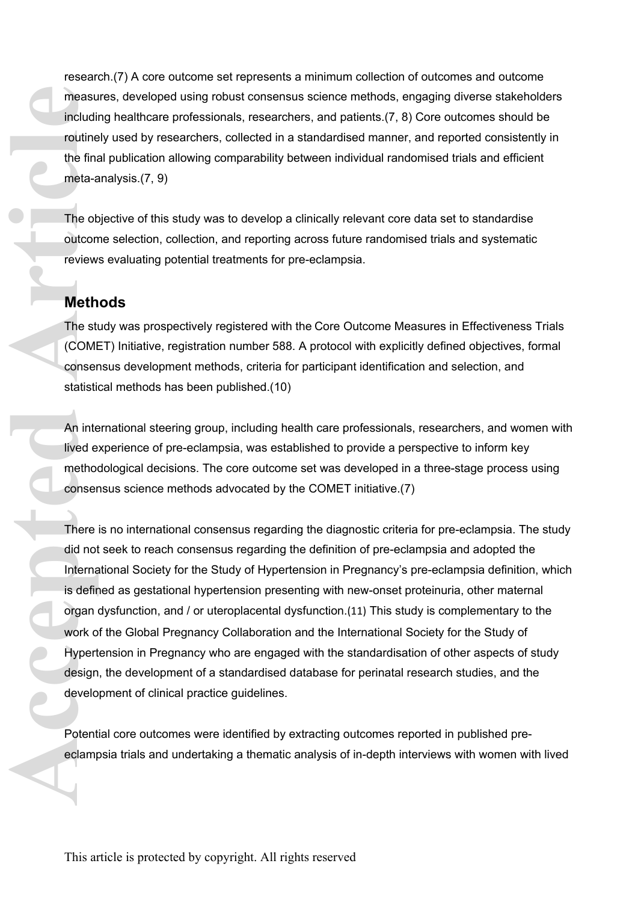research.(7) A core outcome set represents a minimum collection of outcomes and outcome measures, developed using robust consensus science methods, engaging diverse stakeholders including healthcare professionals, researchers, and patients.(7, 8) Core outcomes should be routinely used by researchers, collected in a standardised manner, and reported consistently in the final publication allowing comparability between individual randomised trials and efficient meta-analysis.(7, 9)

The objective of this study was to develop a clinically relevant core data set to standardise outcome selection, collection, and reporting across future randomised trials and systematic reviews evaluating potential treatments for pre-eclampsia.

## Methods

The study was prospectively registered with the Core Outcome Measures in Effectiveness Trials (COMET) Initiative, registration number 588. A protocol with explicitly defined objectives, formal consensus development methods, criteria for participant identification and selection, and statistical methods has been published.(10)

An international steering group, including health care professionals, researchers, and women with lived experience of pre-eclampsia, was established to provide a perspective to inform key methodological decisions. The core outcome set was developed in a three-stage process using consensus science methods advocated by the COMET initiative.(7)

There is no international consensus regarding the diagnostic criteria for pre-eclampsia. The study did not seek to reach consensus regarding the definition of pre-eclampsia and adopted the International Society for the Study of Hypertension in Pregnancy's pre-eclampsia definition, which is defined as gestational hypertension presenting with new-onset proteinuria, other maternal organ dysfunction, and / or uteroplacental dysfunction.(11) This study is complementary to the work of the Global Pregnancy Collaboration and the International Society for the Study of Hypertension in Pregnancy who are engaged with the standardisation of other aspects of study design, the development of a standardised database for perinatal research studies, and the development of clinical practice guidelines.

Potential core outcomes were identified by extracting outcomes reported in published pre-eclampsia trials and undertaking a thematic analysis of in-depth interviews with women with lived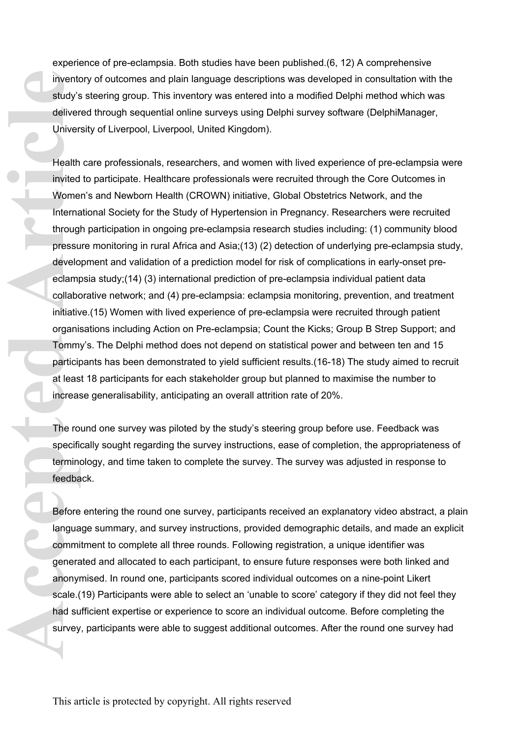experience of pre-eclampsia. Both studies have been published.(6, 12) A comprehensive inventory of outcomes and plain language descriptions was developed in consultation with the study's steering group. This inventory was entered into a modified Delphi method which was delivered through sequential online surveys using Delphi survey software (DelphiManager, University of Liverpool, Liverpool, United Kingdom).

Health care professionals, researchers, and women with lived experience of pre-eclampsia were invited to participate. Healthcare professionals were recruited through the Core Outcomes in Women's and Newborn Health (CROWN) initiative, Global Obstetrics Network, and the International Society for the Study of Hypertension in Pregnancy. Researchers were recruited through participation in ongoing pre-eclampsia research studies including: (1) community blood pressure monitoring in rural Africa and Asia;(13) (2) detection of underlying pre-eclampsia study, development and validation of a prediction model for risk of complications in early-onset pre-eclampsia study;(14) (3) international prediction of pre-eclampsia individual patient data collaborative network; and (4) pre-eclampsia: eclampsia monitoring, prevention, and treatment initiative.(15) Women with lived experience of pre-eclampsia were recruited through patient organisations including Action on Pre-eclampsia; Count the Kicks; Group B Strep Support; and Tommy's. The Delphi method does not depend on statistical power and between ten and 15 participants has been demonstrated to yield sufficient results.(16-18) The study aimed to recruit at least 18 participants for each stakeholder group but planned to maximise the number to increase generalisability, anticipating an overall attrition rate of 20%.

The round one survey was piloted by the study's steering group before use. Feedback was specifically sought regarding the survey instructions, ease of completion, the appropriateness of terminology, and time taken to complete the survey. The survey was adjusted in response to feedback.

Before entering the round one survey, participants received an explanatory video abstract, a plain language summary, and survey instructions, provided demographic details, and made an explicit commitment to complete all three rounds. Following registration, a unique identifier was generated and allocated to each participant, to ensure future responses were both linked and anonymised. In round one, participants scored individual outcomes on a nine-point Likert scale.(19) Participants were able to select an 'unable to score' category if they did not feel they had sufficient expertise or experience to score an individual outcome. Before completing the survey, participants were able to suggest additional outcomes. After the round one survey had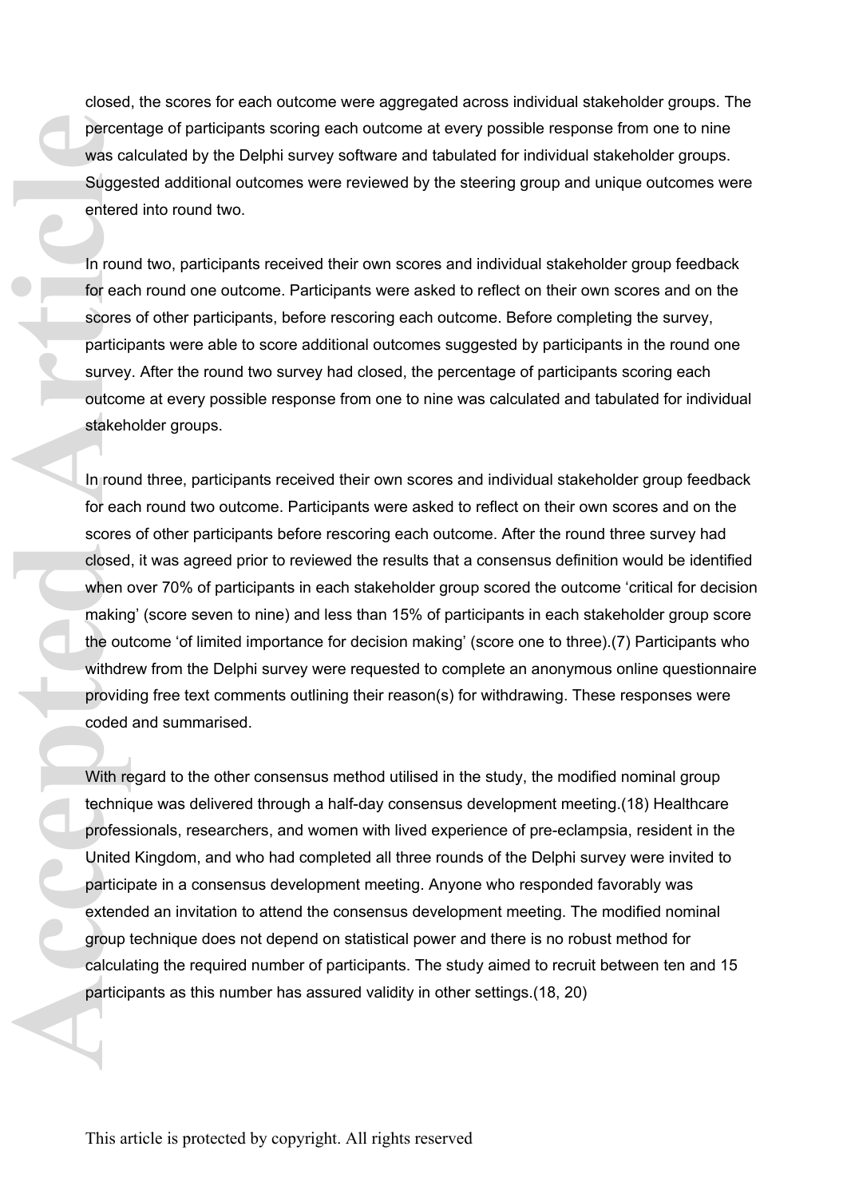closed, the scores for each outcome were aggregated across individual stakeholder groups. The percentage of participants scoring each outcome at every possible response from one to nine was calculated by the Delphi survey software and tabulated for individual stakeholder groups. Suggested additional outcomes were reviewed by the steering group and unique outcomes were entered into round two.

In round two, participants received their own scores and individual stakeholder group feedback for each round one outcome. Participants were asked to reflect on their own scores and on the scores of other participants, before rescoring each outcome. Before completing the survey, participants were able to score additional outcomes suggested by participants in the round one survey. After the round two survey had closed, the percentage of participants scoring each outcome at every possible response from one to nine was calculated and tabulated for individual stakeholder groups.

In round three, participants received their own scores and individual stakeholder group feedback for each round two outcome. Participants were asked to reflect on their own scores and on the scores of other participants before rescoring each outcome. After the round three survey had closed, it was agreed prior to reviewed the results that a consensus definition would be identified when over 70% of participants in each stakeholder group scored the outcome 'critical for decision making' (score seven to nine) and less than 15% of participants in each stakeholder group score the outcome 'of limited importance for decision making' (score one to three).(7) Participants who withdrew from the Delphi survey were requested to complete an anonymous online questionnaire providing free text comments outlining their reason(s) for withdrawing. These responses were coded and summarised.

With regard to the other consensus method utilised in the study, the modified nominal group technique was delivered through a half-day consensus development meeting.(18) Healthcare professionals, researchers, and women with lived experience of pre-eclampsia, resident in the United Kingdom, and who had completed all three rounds of the Delphi survey were invited to participate in a consensus development meeting. Anyone who responded favorably was extended an invitation to attend the consensus development meeting. The modified nominal group technique does not depend on statistical power and there is no robust method for calculating the required number of participants. The study aimed to recruit between ten and 15 participants as this number has assured validity in other settings.(18, 20)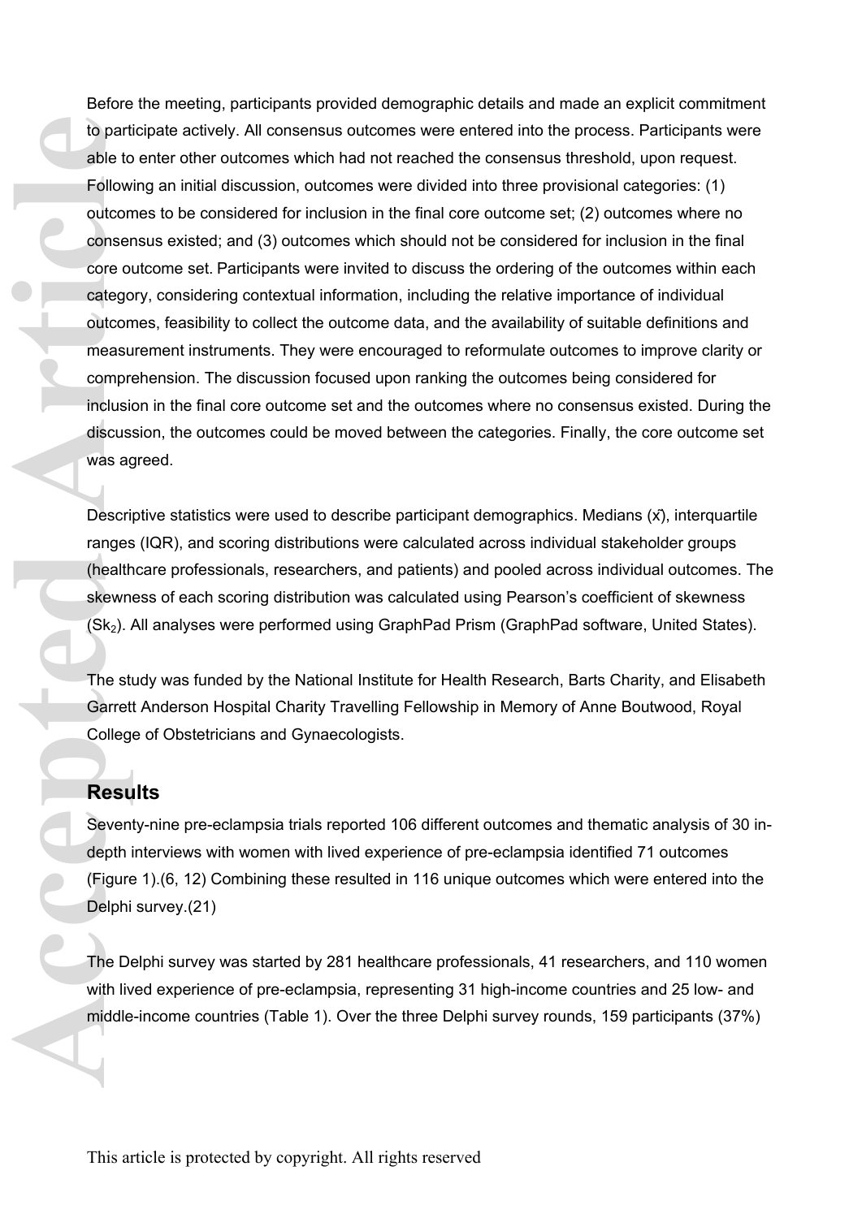Before the meeting, participants provided demographic details and made an explicit commitment to participate actively. All consensus outcomes were entered into the process. Participants were able to enter other outcomes which had not reached the consensus threshold, upon request. Following an initial discussion, outcomes were divided into three provisional categories: (1) outcomes to be considered for inclusion in the final core outcome set; (2) outcomes where no consensus existed; and (3) outcomes which should not be considered for inclusion in the final core outcome set. Participants were invited to discuss the ordering of the outcomes within each category, considering contextual information, including the relative importance of individual outcomes, feasibility to collect the outcome data, and the availability of suitable definitions and measurement instruments. They were encouraged to reformulate outcomes to improve clarity or comprehension. The discussion focused upon ranking the outcomes being considered for inclusion in the final core outcome set and the outcomes where no consensus existed. During the discussion, the outcomes could be moved between the categories. Finally, the core outcome set was agreed.

Descriptive statistics were used to describe participant demographics. Medians ($\tilde{x}$), interquartile ranges (IQR), and scoring distributions were calculated across individual stakeholder groups (healthcare professionals, researchers, and patients) and pooled across individual outcomes. The skewness of each scoring distribution was calculated using Pearson's coefficient of skewness ($Sk_2$). All analyses were performed using GraphPad Prism (GraphPad software, United States).

The study was funded by the National Institute for Health Research, Barts Charity, and Elisabeth Garrett Anderson Hospital Charity Travelling Fellowship in Memory of Anne Boutwood, Royal College of Obstetricians and Gynaecologists.

## Results

Seventy-nine pre-eclampsia trials reported 106 different outcomes and thematic analysis of 30 in-depth interviews with women with lived experience of pre-eclampsia identified 71 outcomes (Figure 1).(6, 12) Combining these resulted in 116 unique outcomes which were entered into the Delphi survey.(21)

The Delphi survey was started by 281 healthcare professionals, 41 researchers, and 110 women with lived experience of pre-eclampsia, representing 31 high-income countries and 25 low- and middle-income countries (Table 1). Over the three Delphi survey rounds, 159 participants (37%)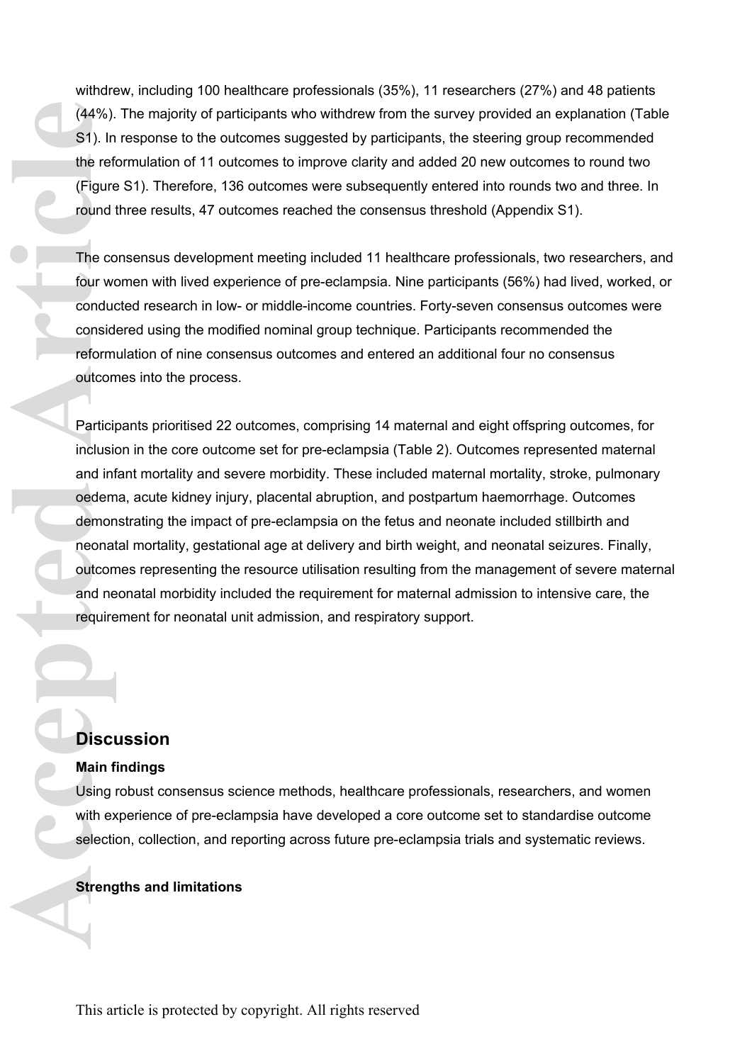withdrew, including 100 healthcare professionals (35%), 11 researchers (27%) and 48 patients (44%). The majority of participants who withdrew from the survey provided an explanation (Table S1). In response to the outcomes suggested by participants, the steering group recommended the reformulation of 11 outcomes to improve clarity and added 20 new outcomes to round two (Figure S1). Therefore, 136 outcomes were subsequently entered into rounds two and three. In round three results, 47 outcomes reached the consensus threshold (Appendix S1).

The consensus development meeting included 11 healthcare professionals, two researchers, and four women with lived experience of pre-eclampsia. Nine participants (56%) had lived, worked, or conducted research in low- or middle-income countries. Forty-seven consensus outcomes were considered using the modified nominal group technique. Participants recommended the reformulation of nine consensus outcomes and entered an additional four no consensus outcomes into the process.

Participants prioritised 22 outcomes, comprising 14 maternal and eight offspring outcomes, for inclusion in the core outcome set for pre-eclampsia (Table 2). Outcomes represented maternal and infant mortality and severe morbidity. These included maternal mortality, stroke, pulmonary oedema, acute kidney injury, placental abruption, and postpartum haemorrhage. Outcomes demonstrating the impact of pre-eclampsia on the fetus and neonate included stillbirth and neonatal mortality, gestational age at delivery and birth weight, and neonatal seizures. Finally, outcomes representing the resource utilisation resulting from the management of severe maternal and neonatal morbidity included the requirement for maternal admission to intensive care, the requirement for neonatal unit admission, and respiratory support.

## Discussion

### Main findings

Using robust consensus science methods, healthcare professionals, researchers, and women with experience of pre-eclampsia have developed a core outcome set to standardise outcome selection, collection, and reporting across future pre-eclampsia trials and systematic reviews.

### Strengths and limitations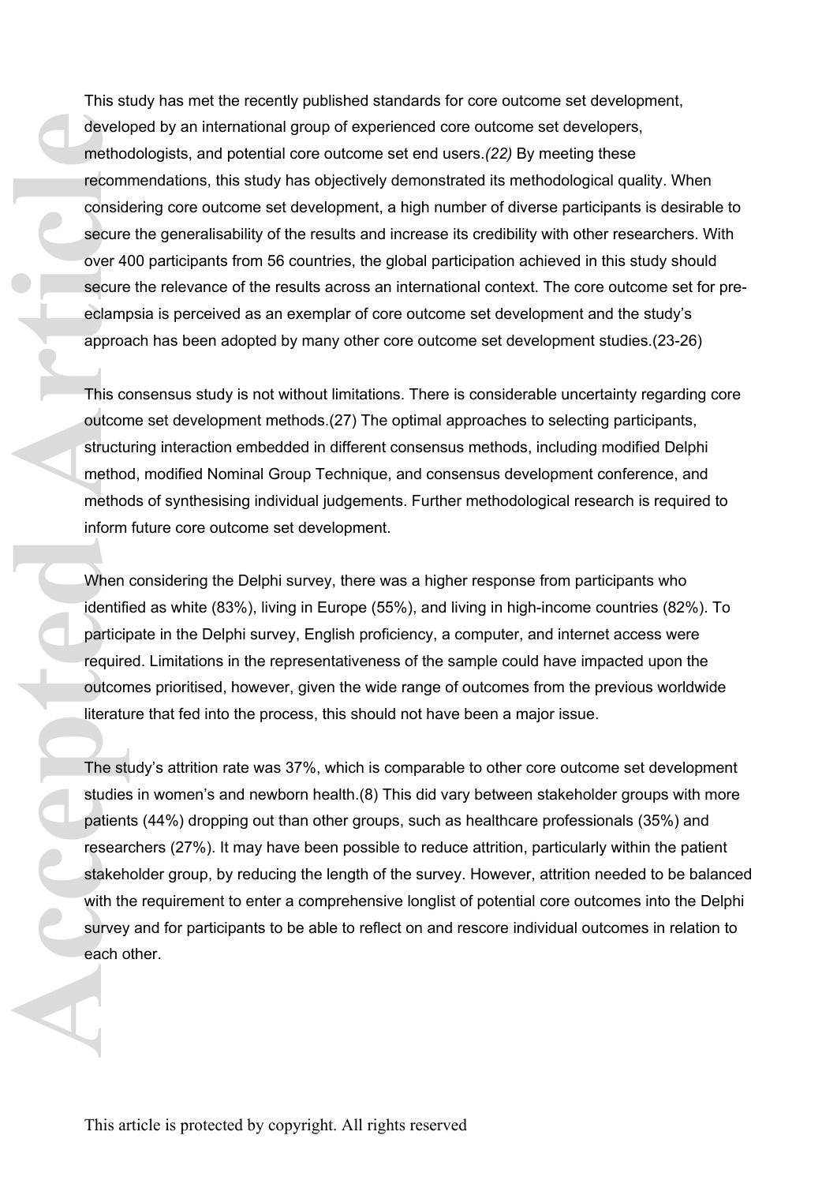This study has met the recently published standards for core outcome set development, developed by an international group of experienced core outcome set developers, methodologists, and potential core outcome set end users.*(22)* By meeting these recommendations, this study has objectively demonstrated its methodological quality. When considering core outcome set development, a high number of diverse participants is desirable to secure the generalisability of the results and increase its credibility with other researchers. With over 400 participants from 56 countries, the global participation achieved in this study should secure the relevance of the results across an international context. The core outcome set for pre-eclampsia is perceived as an exemplar of core outcome set development and the study's approach has been adopted by many other core outcome set development studies.(23-26)

This consensus study is not without limitations. There is considerable uncertainty regarding core outcome set development methods.(27) The optimal approaches to selecting participants, structuring interaction embedded in different consensus methods, including modified Delphi method, modified Nominal Group Technique, and consensus development conference, and methods of synthesising individual judgements. Further methodological research is required to inform future core outcome set development.

When considering the Delphi survey, there was a higher response from participants who identified as white (83%), living in Europe (55%), and living in high-income countries (82%). To participate in the Delphi survey, English proficiency, a computer, and internet access were required. Limitations in the representativeness of the sample could have impacted upon the outcomes prioritised, however, given the wide range of outcomes from the previous worldwide literature that fed into the process, this should not have been a major issue.

The study's attrition rate was 37%, which is comparable to other core outcome set development studies in women's and newborn health.(8) This did vary between stakeholder groups with more patients (44%) dropping out than other groups, such as healthcare professionals (35%) and researchers (27%). It may have been possible to reduce attrition, particularly within the patient stakeholder group, by reducing the length of the survey. However, attrition needed to be balanced with the requirement to enter a comprehensive longlist of potential core outcomes into the Delphi survey and for participants to be able to reflect on and rescore individual outcomes in relation to each other.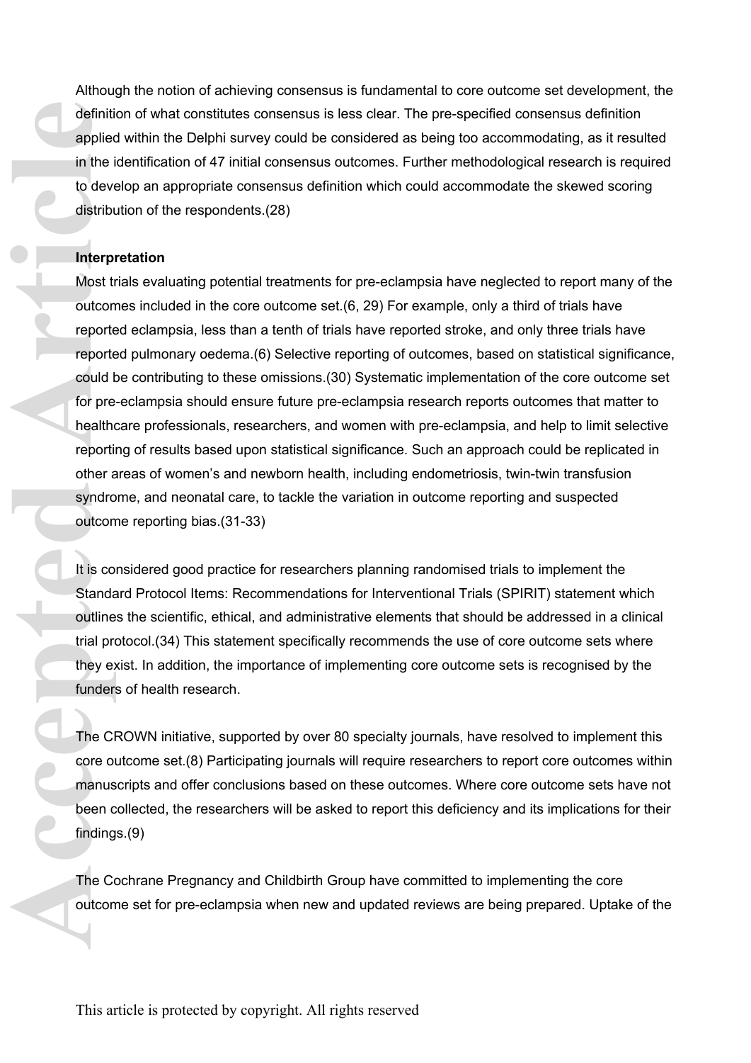Although the notion of achieving consensus is fundamental to core outcome set development, the definition of what constitutes consensus is less clear. The pre-specified consensus definition applied within the Delphi survey could be considered as being too accommodating, as it resulted in the identification of 47 initial consensus outcomes. Further methodological research is required to develop an appropriate consensus definition which could accommodate the skewed scoring distribution of the respondents.(28)

**Interpretation**

Most trials evaluating potential treatments for pre-eclampsia have neglected to report many of the outcomes included in the core outcome set.(6, 29) For example, only a third of trials have reported eclampsia, less than a tenth of trials have reported stroke, and only three trials have reported pulmonary oedema.(6) Selective reporting of outcomes, based on statistical significance, could be contributing to these omissions.(30) Systematic implementation of the core outcome set for pre-eclampsia should ensure future pre-eclampsia research reports outcomes that matter to healthcare professionals, researchers, and women with pre-eclampsia, and help to limit selective reporting of results based upon statistical significance. Such an approach could be replicated in other areas of women's and newborn health, including endometriosis, twin-twin transfusion syndrome, and neonatal care, to tackle the variation in outcome reporting and suspected outcome reporting bias.(31-33)

It is considered good practice for researchers planning randomised trials to implement the Standard Protocol Items: Recommendations for Interventional Trials (SPIRIT) statement which outlines the scientific, ethical, and administrative elements that should be addressed in a clinical trial protocol.(34) This statement specifically recommends the use of core outcome sets where they exist. In addition, the importance of implementing core outcome sets is recognised by the funders of health research.

The CROWN initiative, supported by over 80 specialty journals, have resolved to implement this core outcome set.(8) Participating journals will require researchers to report core outcomes within manuscripts and offer conclusions based on these outcomes. Where core outcome sets have not been collected, the researchers will be asked to report this deficiency and its implications for their findings.(9)

The Cochrane Pregnancy and Childbirth Group have committed to implementing the core outcome set for pre-eclampsia when new and updated reviews are being prepared. Uptake of the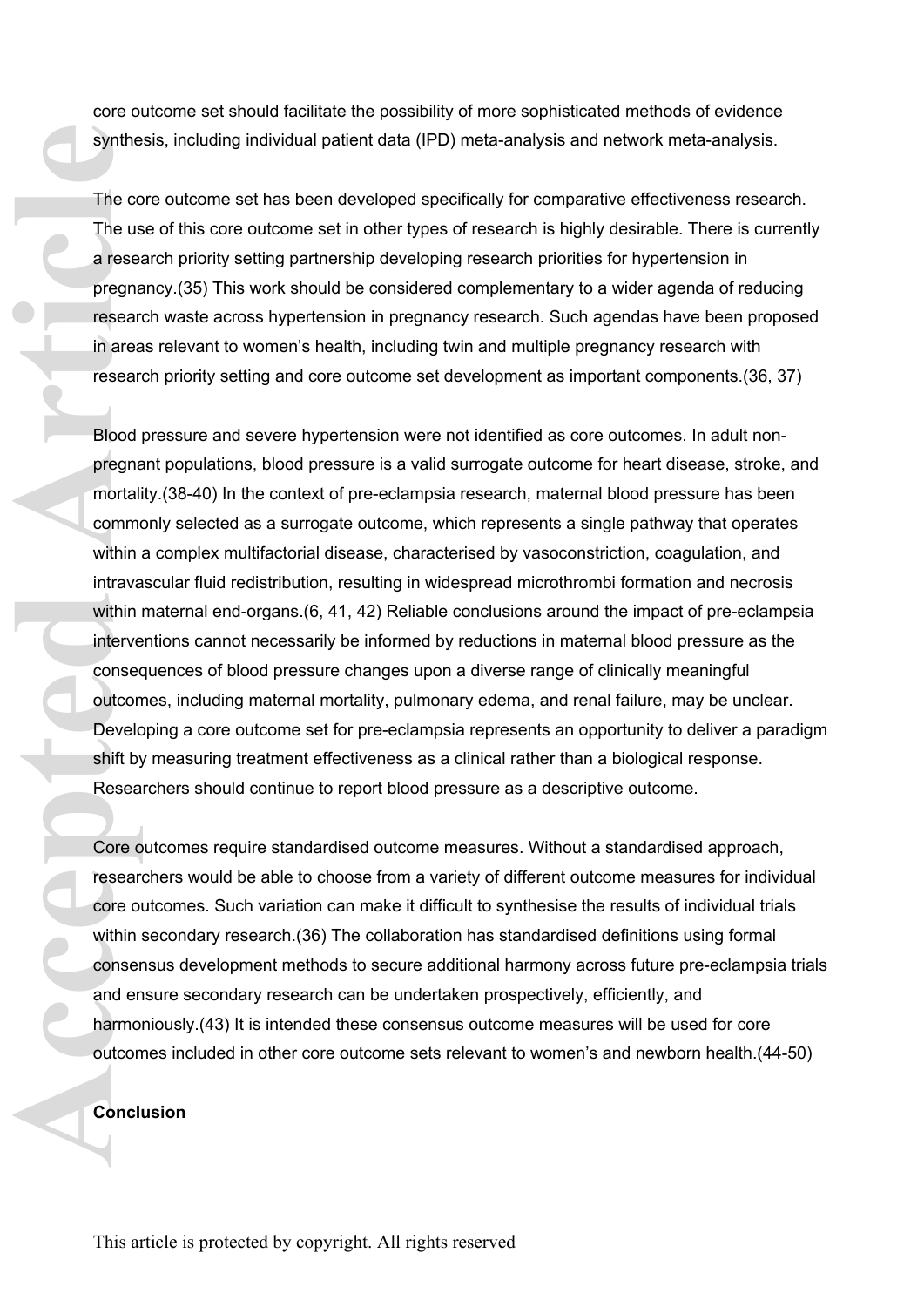core outcome set should facilitate the possibility of more sophisticated methods of evidence synthesis, including individual patient data (IPD) meta-analysis and network meta-analysis.

The core outcome set has been developed specifically for comparative effectiveness research. The use of this core outcome set in other types of research is highly desirable. There is currently a research priority setting partnership developing research priorities for hypertension in pregnancy.(35) This work should be considered complementary to a wider agenda of reducing research waste across hypertension in pregnancy research. Such agendas have been proposed in areas relevant to women's health, including twin and multiple pregnancy research with research priority setting and core outcome set development as important components.(36, 37)

Blood pressure and severe hypertension were not identified as core outcomes. In adult non-pregnant populations, blood pressure is a valid surrogate outcome for heart disease, stroke, and mortality.(38-40) In the context of pre-eclampsia research, maternal blood pressure has been commonly selected as a surrogate outcome, which represents a single pathway that operates within a complex multifactorial disease, characterised by vasoconstriction, coagulation, and intravascular fluid redistribution, resulting in widespread microthrombi formation and necrosis within maternal end-organs.(6, 41, 42) Reliable conclusions around the impact of pre-eclampsia interventions cannot necessarily be informed by reductions in maternal blood pressure as the consequences of blood pressure changes upon a diverse range of clinically meaningful outcomes, including maternal mortality, pulmonary edema, and renal failure, may be unclear. Developing a core outcome set for pre-eclampsia represents an opportunity to deliver a paradigm shift by measuring treatment effectiveness as a clinical rather than a biological response. Researchers should continue to report blood pressure as a descriptive outcome.

Core outcomes require standardised outcome measures. Without a standardised approach, researchers would be able to choose from a variety of different outcome measures for individual core outcomes. Such variation can make it difficult to synthesise the results of individual trials within secondary research.(36) The collaboration has standardised definitions using formal consensus development methods to secure additional harmony across future pre-eclampsia trials and ensure secondary research can be undertaken prospectively, efficiently, and harmoniously.(43) It is intended these consensus outcome measures will be used for core outcomes included in other core outcome sets relevant to women's and newborn health.(44-50)

**Conclusion**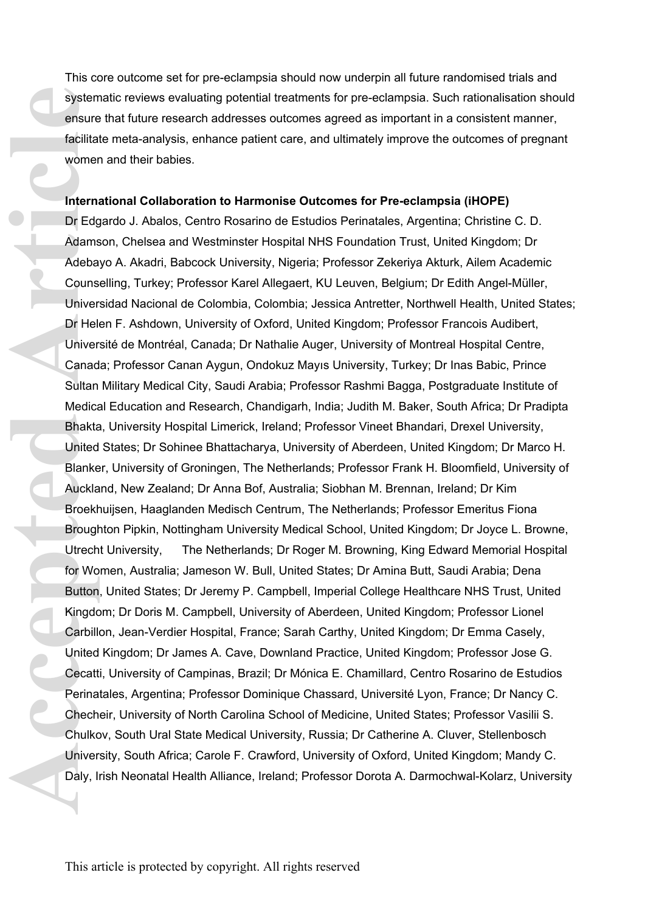This core outcome set for pre-eclampsia should now underpin all future randomised trials and systematic reviews evaluating potential treatments for pre-eclampsia. Such rationalisation should ensure that future research addresses outcomes agreed as important in a consistent manner, facilitate meta-analysis, enhance patient care, and ultimately improve the outcomes of pregnant women and their babies.

**International Collaboration to Harmonise Outcomes for Pre-eclampsia (iHOPE)**

Dr Edgardo J. Abalos, Centro Rosarino de Estudios Perinatales, Argentina; Christine C. D. Adamson, Chelsea and Westminster Hospital NHS Foundation Trust, United Kingdom; Dr Adebayo A. Akadri, Babcock University, Nigeria; Professor Zekeriya Akturk, Ailem Academic Counselling, Turkey; Professor Karel Allegaert, KU Leuven, Belgium; Dr Edith Angel-Müller, Universidad Nacional de Colombia, Colombia; Jessica Antretter, Northwell Health, United States; Dr Helen F. Ashdown, University of Oxford, United Kingdom; Professor Francois Audibert, Université de Montréal, Canada; Dr Nathalie Auger, University of Montreal Hospital Centre, Canada; Professor Canan Aygun, Ondokuz Mayıs University, Turkey; Dr Inas Babic, Prince Sultan Military Medical City, Saudi Arabia; Professor Rashmi Bagga, Postgraduate Institute of Medical Education and Research, Chandigarh, India; Judith M. Baker, South Africa; Dr Pradipta Bhakta, University Hospital Limerick, Ireland; Professor Vineet Bhandari, Drexel University, United States; Dr Sohinee Bhattacharya, University of Aberdeen, United Kingdom; Dr Marco H. Blanker, University of Groningen, The Netherlands; Professor Frank H. Bloomfield, University of Auckland, New Zealand; Dr Anna Bof, Australia; Siobhan M. Brennan, Ireland; Dr Kim Broekhuijsen, Haaglanden Medisch Centrum, The Netherlands; Professor Emeritus Fiona Broughton Pipkin, Nottingham University Medical School, United Kingdom; Dr Joyce L. Browne, Utrecht University, The Netherlands; Dr Roger M. Browning, King Edward Memorial Hospital for Women, Australia; Jameson W. Bull, United States; Dr Amina Butt, Saudi Arabia; Dena Button, United States; Dr Jeremy P. Campbell, Imperial College Healthcare NHS Trust, United Kingdom; Dr Doris M. Campbell, University of Aberdeen, United Kingdom; Professor Lionel Carbillon, Jean-Verdier Hospital, France; Sarah Carthy, United Kingdom; Dr Emma Casely, United Kingdom; Dr James A. Cave, Downland Practice, United Kingdom; Professor Jose G. Cecatti, University of Campinas, Brazil; Dr Mónica E. Chamillard, Centro Rosarino de Estudios Perinatales, Argentina; Professor Dominique Chassard, Université Lyon, France; Dr Nancy C. Checheir, University of North Carolina School of Medicine, United States; Professor Vasilii S. Chulkov, South Ural State Medical University, Russia; Dr Catherine A. Cluver, Stellenbosch University, South Africa; Carole F. Crawford, University of Oxford, United Kingdom; Mandy C. Daly, Irish Neonatal Health Alliance, Ireland; Professor Dorota A. Darmochwal-Kolarz, University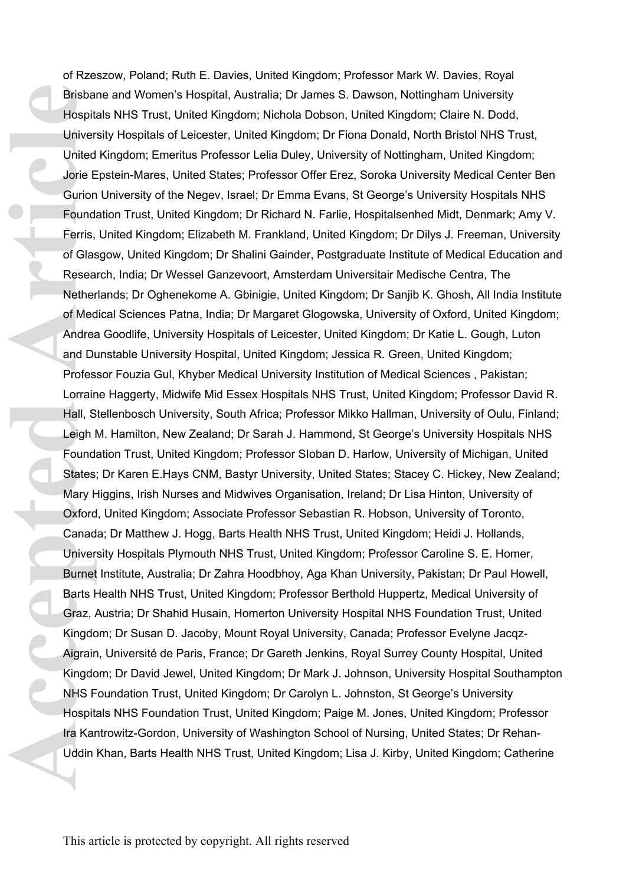of Rzeszow, Poland; Ruth E. Davies, United Kingdom; Professor Mark W. Davies, Royal Brisbane and Women's Hospital, Australia; Dr James S. Dawson, Nottingham University Hospitals NHS Trust, United Kingdom; Nichola Dobson, United Kingdom; Claire N. Dodd, University Hospitals of Leicester, United Kingdom; Dr Fiona Donald, North Bristol NHS Trust, United Kingdom; Emeritus Professor Lelia Duley, University of Nottingham, United Kingdom; Jorie Epstein-Mares, United States; Professor Offer Erez, Soroka University Medical Center Ben Gurion University of the Negev, Israel; Dr Emma Evans, St George's University Hospitals NHS Foundation Trust, United Kingdom; Dr Richard N. Farlie, Hospitalsenhed Midt, Denmark; Amy V. Ferris, United Kingdom; Elizabeth M. Frankland, United Kingdom; Dr Dilys J. Freeman, University of Glasgow, United Kingdom; Dr Shalini Gainder, Postgraduate Institute of Medical Education and Research, India; Dr Wessel Ganzevoort, Amsterdam Universitair Medische Centra, The Netherlands; Dr Oghenekome A. Gbinigie, United Kingdom; Dr Sanjib K. Ghosh, All India Institute of Medical Sciences Patna, India; Dr Margaret Glogowska, University of Oxford, United Kingdom; Andrea Goodlife, University Hospitals of Leicester, United Kingdom; Dr Katie L. Gough, Luton and Dunstable University Hospital, United Kingdom; Jessica R. Green, United Kingdom; Professor Fouzia Gul, Khyber Medical University Institution of Medical Sciences , Pakistan; Lorraine Haggerty, Midwife Mid Essex Hospitals NHS Trust, United Kingdom; Professor David R. Hall, Stellenbosch University, South Africa; Professor Mikko Hallman, University of Oulu, Finland; Leigh M. Hamilton, New Zealand; Dr Sarah J. Hammond, St George's University Hospitals NHS Foundation Trust, United Kingdom; Professor SIoban D. Harlow, University of Michigan, United States; Dr Karen E.Hays CNM, Bastyr University, United States; Stacey C. Hickey, New Zealand; Mary Higgins, Irish Nurses and Midwives Organisation, Ireland; Dr Lisa Hinton, University of Oxford, United Kingdom; Associate Professor Sebastian R. Hobson, University of Toronto, Canada; Dr Matthew J. Hogg, Barts Health NHS Trust, United Kingdom; Heidi J. Hollands, University Hospitals Plymouth NHS Trust, United Kingdom; Professor Caroline S. E. Homer, Burnet Institute, Australia; Dr Zahra Hoodbhoy, Aga Khan University, Pakistan; Dr Paul Howell, Barts Health NHS Trust, United Kingdom; Professor Berthold Huppertz, Medical University of Graz, Austria; Dr Shahid Husain, Homerton University Hospital NHS Foundation Trust, United Kingdom; Dr Susan D. Jacoby, Mount Royal University, Canada; Professor Evelyne Jacqz-Aigrain, Université de Paris, France; Dr Gareth Jenkins, Royal Surrey County Hospital, United Kingdom; Dr David Jewel, United Kingdom; Dr Mark J. Johnson, University Hospital Southampton NHS Foundation Trust, United Kingdom; Dr Carolyn L. Johnston, St George's University Hospitals NHS Foundation Trust, United Kingdom; Paige M. Jones, United Kingdom; Professor Ira Kantrowitz-Gordon, University of Washington School of Nursing, United States; Dr Rehan-Uddin Khan, Barts Health NHS Trust, United Kingdom; Lisa J. Kirby, United Kingdom; Catherine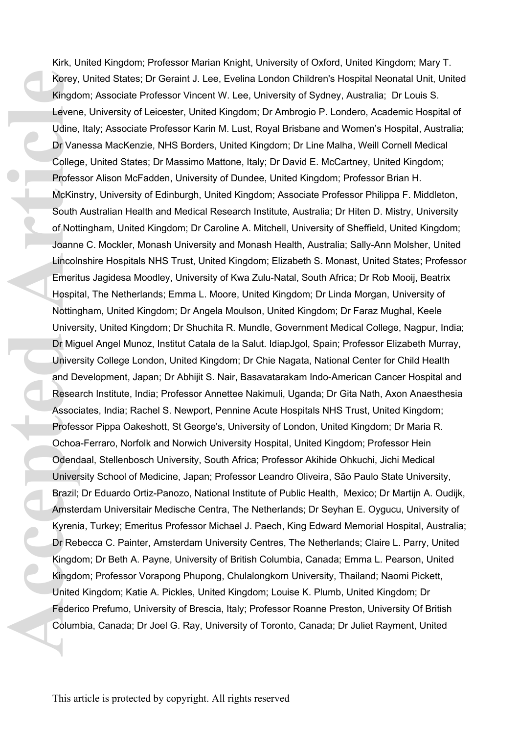Kirk, United Kingdom; Professor Marian Knight, University of Oxford, United Kingdom; Mary T. Korey, United States; Dr Geraint J. Lee, Evelina London Children's Hospital Neonatal Unit, United Kingdom; Associate Professor Vincent W. Lee, University of Sydney, Australia; Dr Louis S. Levene, University of Leicester, United Kingdom; Dr Ambrogio P. Londero, Academic Hospital of Udine, Italy; Associate Professor Karin M. Lust, Royal Brisbane and Women's Hospital, Australia; Dr Vanessa MacKenzie, NHS Borders, United Kingdom; Dr Line Malha, Weill Cornell Medical College, United States; Dr Massimo Mattone, Italy; Dr David E. McCartney, United Kingdom; Professor Alison McFadden, University of Dundee, United Kingdom; Professor Brian H. McKinstry, University of Edinburgh, United Kingdom; Associate Professor Philippa F. Middleton, South Australian Health and Medical Research Institute, Australia; Dr Hiten D. Mistry, University of Nottingham, United Kingdom; Dr Caroline A. Mitchell, University of Sheffield, United Kingdom; Joanne C. Mockler, Monash University and Monash Health, Australia; Sally-Ann Molsher, United Lincolnshire Hospitals NHS Trust, United Kingdom; Elizabeth S. Monast, United States; Professor Emeritus Jagidesa Moodley, University of Kwa Zulu-Natal, South Africa; Dr Rob Mooij, Beatrix Hospital, The Netherlands; Emma L. Moore, United Kingdom; Dr Linda Morgan, University of Nottingham, United Kingdom; Dr Angela Moulson, United Kingdom; Dr Faraz Mughal, Keele University, United Kingdom; Dr Shuchita R. Mundle, Government Medical College, Nagpur, India; Dr Miguel Angel Munoz, Institut Catala de la Salut. IdiapJgol, Spain; Professor Elizabeth Murray, University College London, United Kingdom; Dr Chie Nagata, National Center for Child Health and Development, Japan; Dr Abhijit S. Nair, Basavatarakam Indo-American Cancer Hospital and Research Institute, India; Professor Annettee Nakimuli, Uganda; Dr Gita Nath, Axon Anaesthesia Associates, India; Rachel S. Newport, Pennine Acute Hospitals NHS Trust, United Kingdom; Professor Pippa Oakeshott, St George's, University of London, United Kingdom; Dr Maria R. Ochoa-Ferraro, Norfolk and Norwich University Hospital, United Kingdom; Professor Hein Odendaal, Stellenbosch University, South Africa; Professor Akihide Ohkuchi, Jichi Medical University School of Medicine, Japan; Professor Leandro Oliveira, São Paulo State University, Brazil; Dr Eduardo Ortiz-Panozo, National Institute of Public Health, Mexico; Dr Martijn A. Oudijk, Amsterdam Universitair Medische Centra, The Netherlands; Dr Seyhan E. Oygucu, University of Kyrenia, Turkey; Emeritus Professor Michael J. Paech, King Edward Memorial Hospital, Australia; Dr Rebecca C. Painter, Amsterdam University Centres, The Netherlands; Claire L. Parry, United Kingdom; Dr Beth A. Payne, University of British Columbia, Canada; Emma L. Pearson, United Kingdom; Professor Vorapong Phupong, Chulalongkorn University, Thailand; Naomi Pickett, United Kingdom; Katie A. Pickles, United Kingdom; Louise K. Plumb, United Kingdom; Dr Federico Prefumo, University of Brescia, Italy; Professor Roanne Preston, University Of British Columbia, Canada; Dr Joel G. Ray, University of Toronto, Canada; Dr Juliet Rayment, United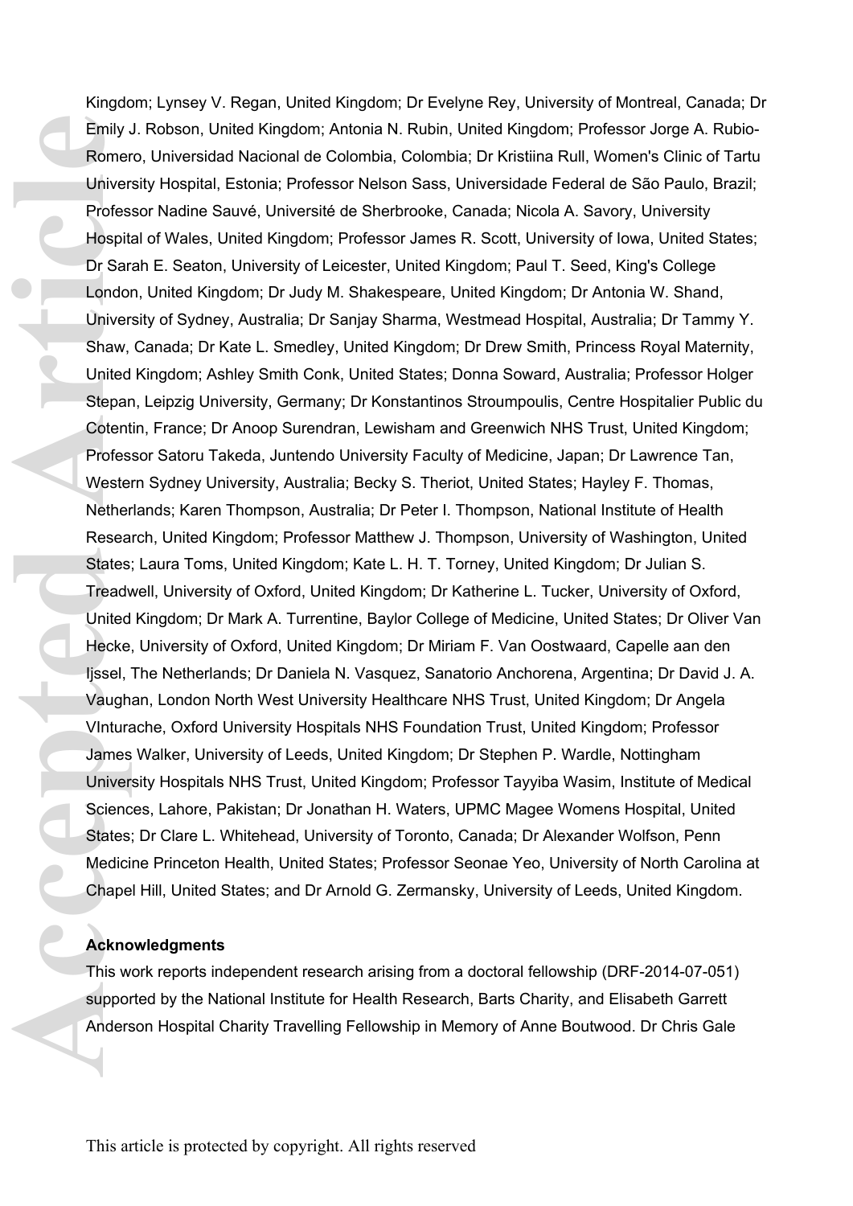Kingdom; Lynsey V. Regan, United Kingdom; Dr Evelyne Rey, University of Montreal, Canada; Dr Emily J. Robson, United Kingdom; Antonia N. Rubin, United Kingdom; Professor Jorge A. Rubio-Romero, Universidad Nacional de Colombia, Colombia; Dr Kristiina Rull, Women's Clinic of Tartu University Hospital, Estonia; Professor Nelson Sass, Universidade Federal de São Paulo, Brazil; Professor Nadine Sauvé, Université de Sherbrooke, Canada; Nicola A. Savory, University Hospital of Wales, United Kingdom; Professor James R. Scott, University of Iowa, United States; Dr Sarah E. Seaton, University of Leicester, United Kingdom; Paul T. Seed, King's College London, United Kingdom; Dr Judy M. Shakespeare, United Kingdom; Dr Antonia W. Shand, University of Sydney, Australia; Dr Sanjay Sharma, Westmead Hospital, Australia; Dr Tammy Y. Shaw, Canada; Dr Kate L. Smedley, United Kingdom; Dr Drew Smith, Princess Royal Maternity, United Kingdom; Ashley Smith Conk, United States; Donna Soward, Australia; Professor Holger Stepan, Leipzig University, Germany; Dr Konstantinos Stroumpoulis, Centre Hospitalier Public du Cotentin, France; Dr Anoop Surendran, Lewisham and Greenwich NHS Trust, United Kingdom; Professor Satoru Takeda, Juntendo University Faculty of Medicine, Japan; Dr Lawrence Tan, Western Sydney University, Australia; Becky S. Theriot, United States; Hayley F. Thomas, Netherlands; Karen Thompson, Australia; Dr Peter I. Thompson, National Institute of Health Research, United Kingdom; Professor Matthew J. Thompson, University of Washington, United States; Laura Toms, United Kingdom; Kate L. H. T. Torney, United Kingdom; Dr Julian S. Treadwell, University of Oxford, United Kingdom; Dr Katherine L. Tucker, University of Oxford, United Kingdom; Dr Mark A. Turrentine, Baylor College of Medicine, United States; Dr Oliver Van Hecke, University of Oxford, United Kingdom; Dr Miriam F. Van Oostwaard, Capelle aan den Ijssel, The Netherlands; Dr Daniela N. Vasquez, Sanatorio Anchorena, Argentina; Dr David J. A. Vaughan, London North West University Healthcare NHS Trust, United Kingdom; Dr Angela Vlnturache, Oxford University Hospitals NHS Foundation Trust, United Kingdom; Professor James Walker, University of Leeds, United Kingdom; Dr Stephen P. Wardle, Nottingham University Hospitals NHS Trust, United Kingdom; Professor Tayyiba Wasim, Institute of Medical Sciences, Lahore, Pakistan; Dr Jonathan H. Waters, UPMC Magee Womens Hospital, United States; Dr Clare L. Whitehead, University of Toronto, Canada; Dr Alexander Wolfson, Penn Medicine Princeton Health, United States; Professor Seonae Yeo, University of North Carolina at Chapel Hill, United States; and Dr Arnold G. Zermansky, University of Leeds, United Kingdom.

**Acknowledgments**

This work reports independent research arising from a doctoral fellowship (DRF-2014-07-051) supported by the National Institute for Health Research, Barts Charity, and Elisabeth Garrett Anderson Hospital Charity Travelling Fellowship in Memory of Anne Boutwood. Dr Chris Gale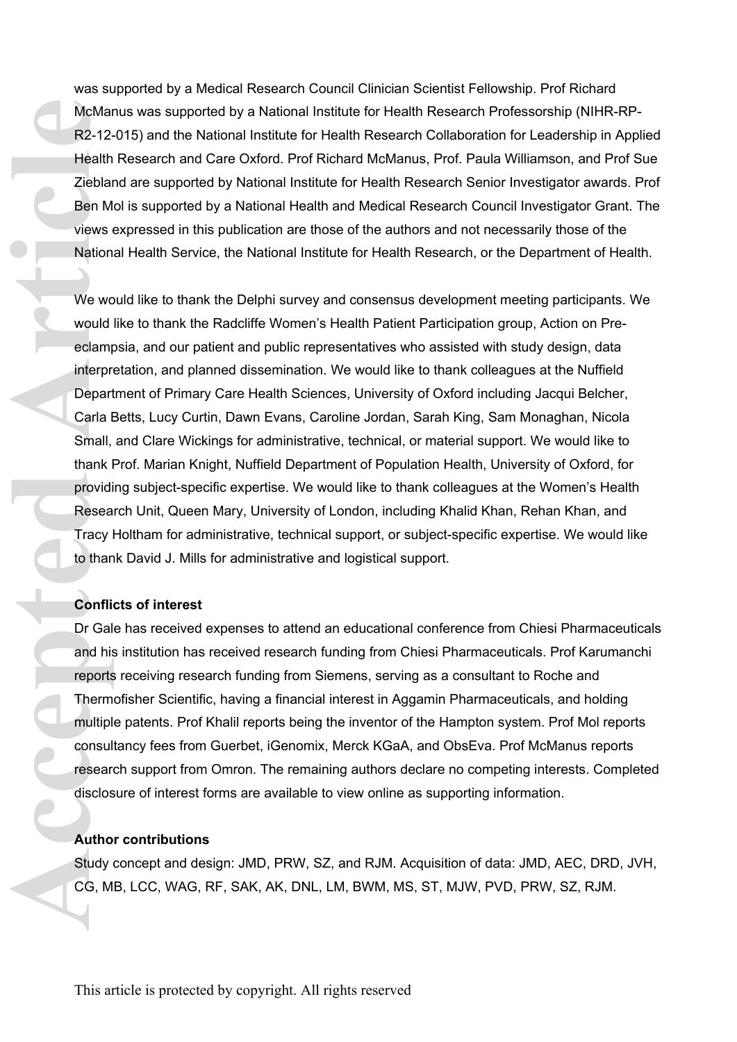was supported by a Medical Research Council Clinician Scientist Fellowship. Prof Richard McManus was supported by a National Institute for Health Research Professorship (NIHR-RP-R2-12-015) and the National Institute for Health Research Collaboration for Leadership in Applied Health Research and Care Oxford. Prof Richard McManus, Prof. Paula Williamson, and Prof Sue Ziebland are supported by National Institute for Health Research Senior Investigator awards. Prof Ben Mol is supported by a National Health and Medical Research Council Investigator Grant. The views expressed in this publication are those of the authors and not necessarily those of the National Health Service, the National Institute for Health Research, or the Department of Health.

We would like to thank the Delphi survey and consensus development meeting participants. We would like to thank the Radcliffe Women's Health Patient Participation group, Action on Pre-eclampsia, and our patient and public representatives who assisted with study design, data interpretation, and planned dissemination. We would like to thank colleagues at the Nuffield Department of Primary Care Health Sciences, University of Oxford including Jacqui Belcher, Carla Betts, Lucy Curtin, Dawn Evans, Caroline Jordan, Sarah King, Sam Monaghan, Nicola Small, and Clare Wickings for administrative, technical, or material support. We would like to thank Prof. Marian Knight, Nuffield Department of Population Health, University of Oxford, for providing subject-specific expertise. We would like to thank colleagues at the Women's Health Research Unit, Queen Mary, University of London, including Khalid Khan, Rehan Khan, and Tracy Holtham for administrative, technical support, or subject-specific expertise. We would like to thank David J. Mills for administrative and logistical support.

**Conflicts of interest**

Dr Gale has received expenses to attend an educational conference from Chiesi Pharmaceuticals and his institution has received research funding from Chiesi Pharmaceuticals. Prof Karumanchi reports receiving research funding from Siemens, serving as a consultant to Roche and Thermofisher Scientific, having a financial interest in Aggamin Pharmaceuticals, and holding multiple patents. Prof Khalil reports being the inventor of the Hampton system. Prof Mol reports consultancy fees from Guerbet, iGenomix, Merck KGaA, and ObsEva. Prof McManus reports research support from Omron. The remaining authors declare no competing interests. Completed disclosure of interest forms are available to view online as supporting information.

**Author contributions**

Study concept and design: JMD, PRW, SZ, and RJM. Acquisition of data: JMD, AEC, DRD, JVH, CG, MB, LCC, WAG, RF, SAK, AK, DNL, LM, BWM, MS, ST, MJW, PVD, PRW, SZ, RJM.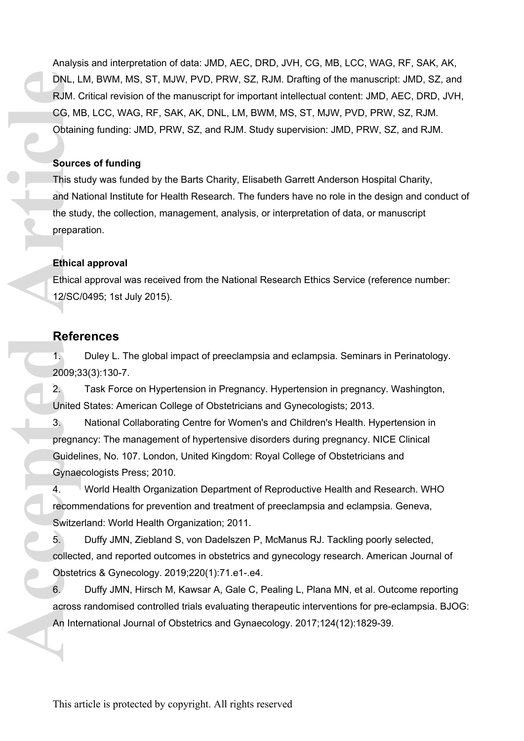Analysis and interpretation of data: JMD, AEC, DRD, JVH, CG, MB, LCC, WAG, RF, SAK, AK, DNL, LM, BWM, MS, ST, MJW, PVD, PRW, SZ, RJM. Drafting of the manuscript: JMD, SZ, and RJM. Critical revision of the manuscript for important intellectual content: JMD, AEC, DRD, JVH, CG, MB, LCC, WAG, RF, SAK, AK, DNL, LM, BWM, MS, ST, MJW, PVD, PRW, SZ, RJM. Obtaining funding: JMD, PRW, SZ, and RJM. Study supervision: JMD, PRW, SZ, and RJM.

**Sources of funding**

This study was funded by the Barts Charity, Elisabeth Garrett Anderson Hospital Charity, and National Institute for Health Research. The funders have no role in the design and conduct of the study, the collection, management, analysis, or interpretation of data, or manuscript preparation.

**Ethical approval**

Ethical approval was received from the National Research Ethics Service (reference number: 12/SC/0495; 1st July 2015).

## References

1. Duley L. The global impact of preeclampsia and eclampsia. Seminars in Perinatology. 2009;33(3):130-7.
2. Task Force on Hypertension in Pregnancy. Hypertension in pregnancy. Washington, United States: American College of Obstetricians and Gynecologists; 2013.
3. National Collaborating Centre for Women's and Children's Health. Hypertension in pregnancy: The management of hypertensive disorders during pregnancy. NICE Clinical Guidelines, No. 107. London, United Kingdom: Royal College of Obstetricians and Gynaecologists Press; 2010.
4. World Health Organization Department of Reproductive Health and Research. WHO recommendations for prevention and treatment of preeclampsia and eclampsia. Geneva, Switzerland: World Health Organization; 2011.
5. Duffy JMN, Ziebland S, von Dadelszen P, McManus RJ. Tackling poorly selected, collected, and reported outcomes in obstetrics and gynecology research. American Journal of Obstetrics & Gynecology. 2019;220(1):71.e1-.e4.
6. Duffy JMN, Hirsch M, Kawsar A, Gale C, Pealing L, Plana MN, et al. Outcome reporting across randomised controlled trials evaluating therapeutic interventions for pre-eclampsia. BJOG: An International Journal of Obstetrics and Gynaecology. 2017;124(12):1829-39.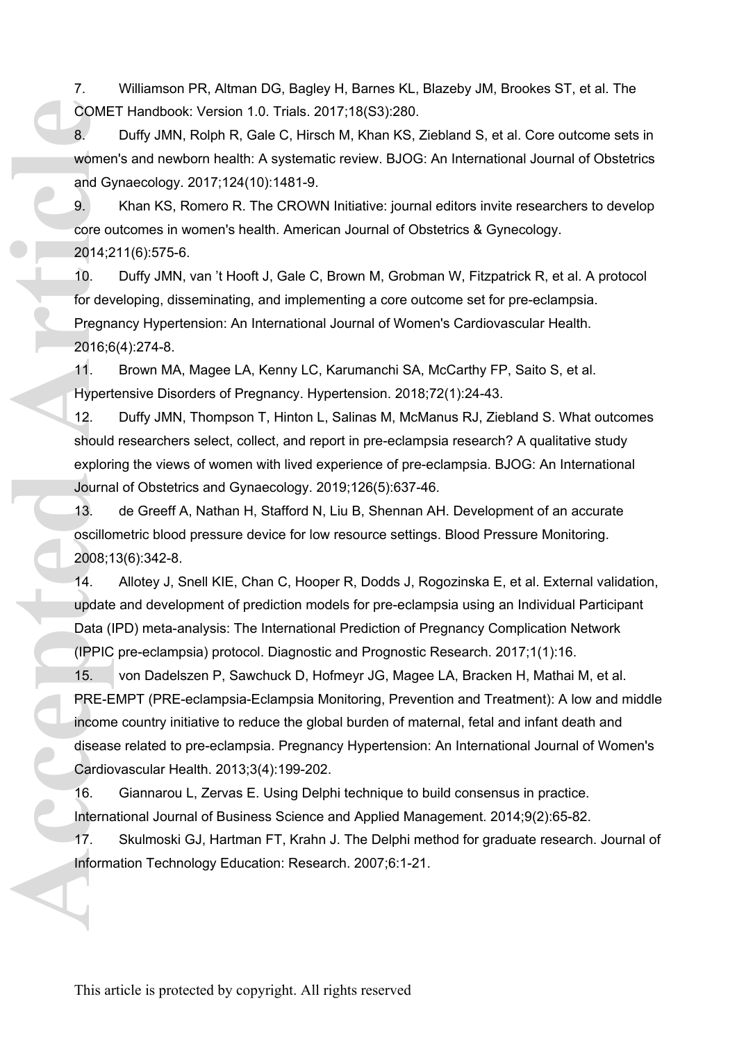7. Williamson PR, Altman DG, Bagley H, Barnes KL, Blazeby JM, Brookes ST, et al. The COMET Handbook: Version 1.0. Trials. 2017;18(S3):280.

8. Duffy JMN, Rolph R, Gale C, Hirsch M, Khan KS, Ziebland S, et al. Core outcome sets in women's and newborn health: A systematic review. BJOG: An International Journal of Obstetrics and Gynaecology. 2017;124(10):1481-9.

9. Khan KS, Romero R. The CROWN Initiative: journal editors invite researchers to develop core outcomes in women's health. American Journal of Obstetrics & Gynecology. 2014;211(6):575-6.

10. Duffy JMN, van 't Hooft J, Gale C, Brown M, Grobman W, Fitzpatrick R, et al. A protocol for developing, disseminating, and implementing a core outcome set for pre-eclampsia. Pregnancy Hypertension: An International Journal of Women's Cardiovascular Health. 2016;6(4):274-8.

11. Brown MA, Magee LA, Kenny LC, Karumanchi SA, McCarthy FP, Saito S, et al. Hypertensive Disorders of Pregnancy. Hypertension. 2018;72(1):24-43.

12. Duffy JMN, Thompson T, Hinton L, Salinas M, McManus RJ, Ziebland S. What outcomes should researchers select, collect, and report in pre-eclampsia research? A qualitative study exploring the views of women with lived experience of pre-eclampsia. BJOG: An International Journal of Obstetrics and Gynaecology. 2019;126(5):637-46.

13. de Greeff A, Nathan H, Stafford N, Liu B, Shennan AH. Development of an accurate oscillometric blood pressure device for low resource settings. Blood Pressure Monitoring. 2008;13(6):342-8.

14. Allotey J, Snell KIE, Chan C, Hooper R, Dodds J, Rogozinska E, et al. External validation, update and development of prediction models for pre-eclampsia using an Individual Participant Data (IPD) meta-analysis: The International Prediction of Pregnancy Complication Network (IPPIC pre-eclampsia) protocol. Diagnostic and Prognostic Research. 2017;1(1):16.

15. von Dadelszen P, Sawchuck D, Hofmeyr JG, Magee LA, Bracken H, Mathai M, et al. PRE-EMPT (PRE-eclampsia-Eclampsia Monitoring, Prevention and Treatment): A low and middle income country initiative to reduce the global burden of maternal, fetal and infant death and disease related to pre-eclampsia. Pregnancy Hypertension: An International Journal of Women's Cardiovascular Health. 2013;3(4):199-202.

16. Giannarou L, Zervas E. Using Delphi technique to build consensus in practice. International Journal of Business Science and Applied Management. 2014;9(2):65-82.

17. Skulmoski GJ, Hartman FT, Krahn J. The Delphi method for graduate research. Journal of Information Technology Education: Research. 2007;6:1-21.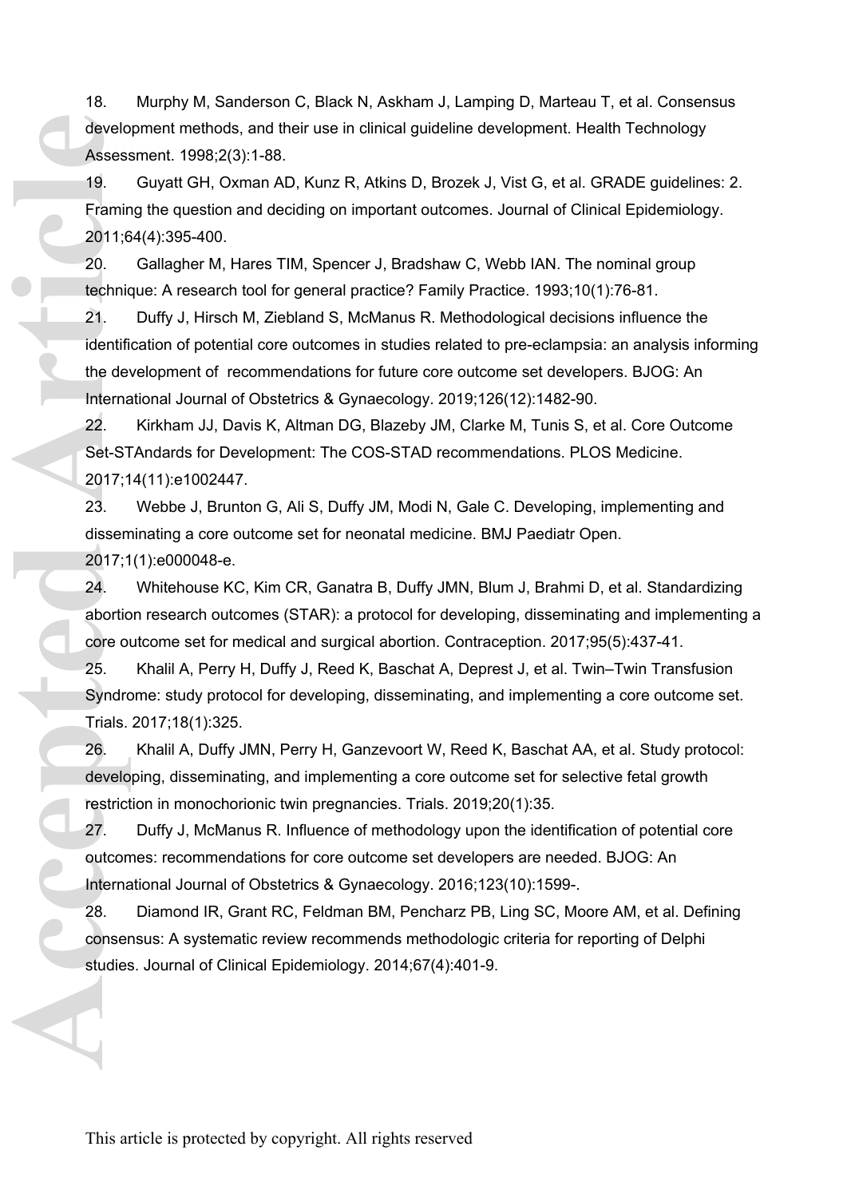18. Murphy M, Sanderson C, Black N, Askham J, Lamping D, Marteau T, et al. Consensus development methods, and their use in clinical guideline development. Health Technology Assessment. 1998;2(3):1-88.

19. Guyatt GH, Oxman AD, Kunz R, Atkins D, Brozek J, Vist G, et al. GRADE guidelines: 2. Framing the question and deciding on important outcomes. Journal of Clinical Epidemiology. 2011;64(4):395-400.

20. Gallagher M, Hares TIM, Spencer J, Bradshaw C, Webb IAN. The nominal group technique: A research tool for general practice? Family Practice. 1993;10(1):76-81.

21. Duffy J, Hirsch M, Ziebland S, McManus R. Methodological decisions influence the identification of potential core outcomes in studies related to pre-eclampsia: an analysis informing the development of recommendations for future core outcome set developers. BJOG: An International Journal of Obstetrics & Gynaecology. 2019;126(12):1482-90.

22. Kirkham JJ, Davis K, Altman DG, Blazeby JM, Clarke M, Tunis S, et al. Core Outcome Set-STAndards for Development: The COS-STAD recommendations. PLOS Medicine. 2017;14(11):e1002447.

23. Webbe J, Brunton G, Ali S, Duffy JM, Modi N, Gale C. Developing, implementing and disseminating a core outcome set for neonatal medicine. BMJ Paediatr Open. 2017;1(1):e000048-e.

24. Whitehouse KC, Kim CR, Ganatra B, Duffy JMN, Blum J, Brahmi D, et al. Standardizing abortion research outcomes (STAR): a protocol for developing, disseminating and implementing a core outcome set for medical and surgical abortion. Contraception. 2017;95(5):437-41.

25. Khalil A, Perry H, Duffy J, Reed K, Baschat A, Deprest J, et al. Twin–Twin Transfusion Syndrome: study protocol for developing, disseminating, and implementing a core outcome set. Trials. 2017;18(1):325.

26. Khalil A, Duffy JMN, Perry H, Ganzevoort W, Reed K, Baschat AA, et al. Study protocol: developing, disseminating, and implementing a core outcome set for selective fetal growth restriction in monochorionic twin pregnancies. Trials. 2019;20(1):35.

27. Duffy J, McManus R. Influence of methodology upon the identification of potential core outcomes: recommendations for core outcome set developers are needed. BJOG: An International Journal of Obstetrics & Gynaecology. 2016;123(10):1599-.

28. Diamond IR, Grant RC, Feldman BM, Pencharz PB, Ling SC, Moore AM, et al. Defining consensus: A systematic review recommends methodologic criteria for reporting of Delphi studies. Journal of Clinical Epidemiology. 2014;67(4):401-9.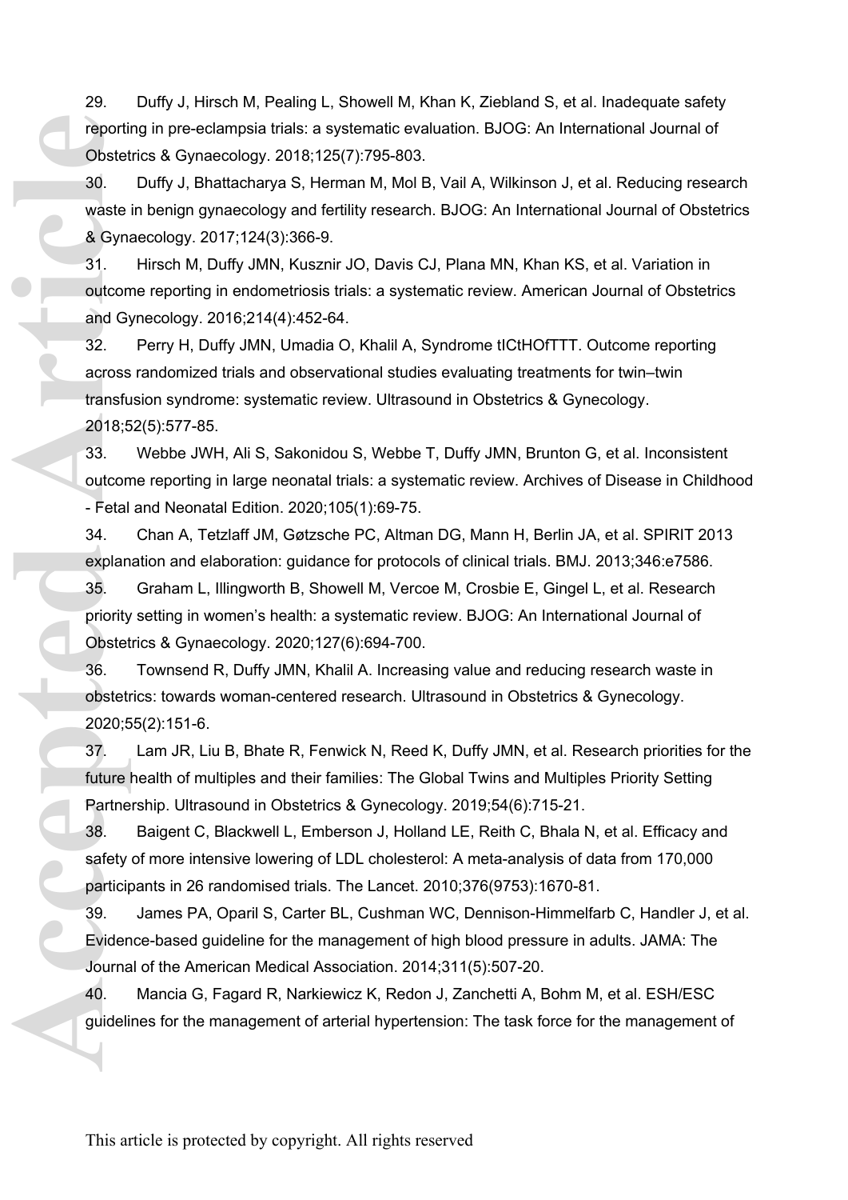29. Duffy J, Hirsch M, Pealing L, Showell M, Khan K, Ziebland S, et al. Inadequate safety reporting in pre-eclampsia trials: a systematic evaluation. BJOG: An International Journal of Obstetrics & Gynaecology. 2018;125(7):795-803.

30. Duffy J, Bhattacharya S, Herman M, Mol B, Vail A, Wilkinson J, et al. Reducing research waste in benign gynaecology and fertility research. BJOG: An International Journal of Obstetrics & Gynaecology. 2017;124(3):366-9.

31. Hirsch M, Duffy JMN, Kusznir JO, Davis CJ, Plana MN, Khan KS, et al. Variation in outcome reporting in endometriosis trials: a systematic review. American Journal of Obstetrics and Gynecology. 2016;214(4):452-64.

32. Perry H, Duffy JMN, Umadia O, Khalil A, Syndrome tICtHOfTTT. Outcome reporting across randomized trials and observational studies evaluating treatments for twin–twin transfusion syndrome: systematic review. Ultrasound in Obstetrics & Gynecology. 2018;52(5):577-85.

33. Webbe JWH, Ali S, Sakonidou S, Webbe T, Duffy JMN, Brunton G, et al. Inconsistent outcome reporting in large neonatal trials: a systematic review. Archives of Disease in Childhood - Fetal and Neonatal Edition. 2020;105(1):69-75.

34. Chan A, Tetzlaff JM, Gøtzsche PC, Altman DG, Mann H, Berlin JA, et al. SPIRIT 2013 explanation and elaboration: guidance for protocols of clinical trials. BMJ. 2013;346:e7586.

35. Graham L, Illingworth B, Showell M, Vercoe M, Crosbie E, Gingel L, et al. Research priority setting in women's health: a systematic review. BJOG: An International Journal of Obstetrics & Gynaecology. 2020;127(6):694-700.

36. Townsend R, Duffy JMN, Khalil A. Increasing value and reducing research waste in obstetrics: towards woman-centered research. Ultrasound in Obstetrics & Gynecology. 2020;55(2):151-6.

37. Lam JR, Liu B, Bhate R, Fenwick N, Reed K, Duffy JMN, et al. Research priorities for the future health of multiples and their families: The Global Twins and Multiples Priority Setting Partnership. Ultrasound in Obstetrics & Gynecology. 2019;54(6):715-21.

38. Baigent C, Blackwell L, Emberson J, Holland LE, Reith C, Bhala N, et al. Efficacy and safety of more intensive lowering of LDL cholesterol: A meta-analysis of data from 170,000 participants in 26 randomised trials. The Lancet. 2010;376(9753):1670-81.

39. James PA, Oparil S, Carter BL, Cushman WC, Dennison-Himmelfarb C, Handler J, et al. Evidence-based guideline for the management of high blood pressure in adults. JAMA: The Journal of the American Medical Association. 2014;311(5):507-20.

40. Mancia G, Fagard R, Narkiewicz K, Redon J, Zanchetti A, Bohm M, et al. ESH/ESC guidelines for the management of arterial hypertension: The task force for the management of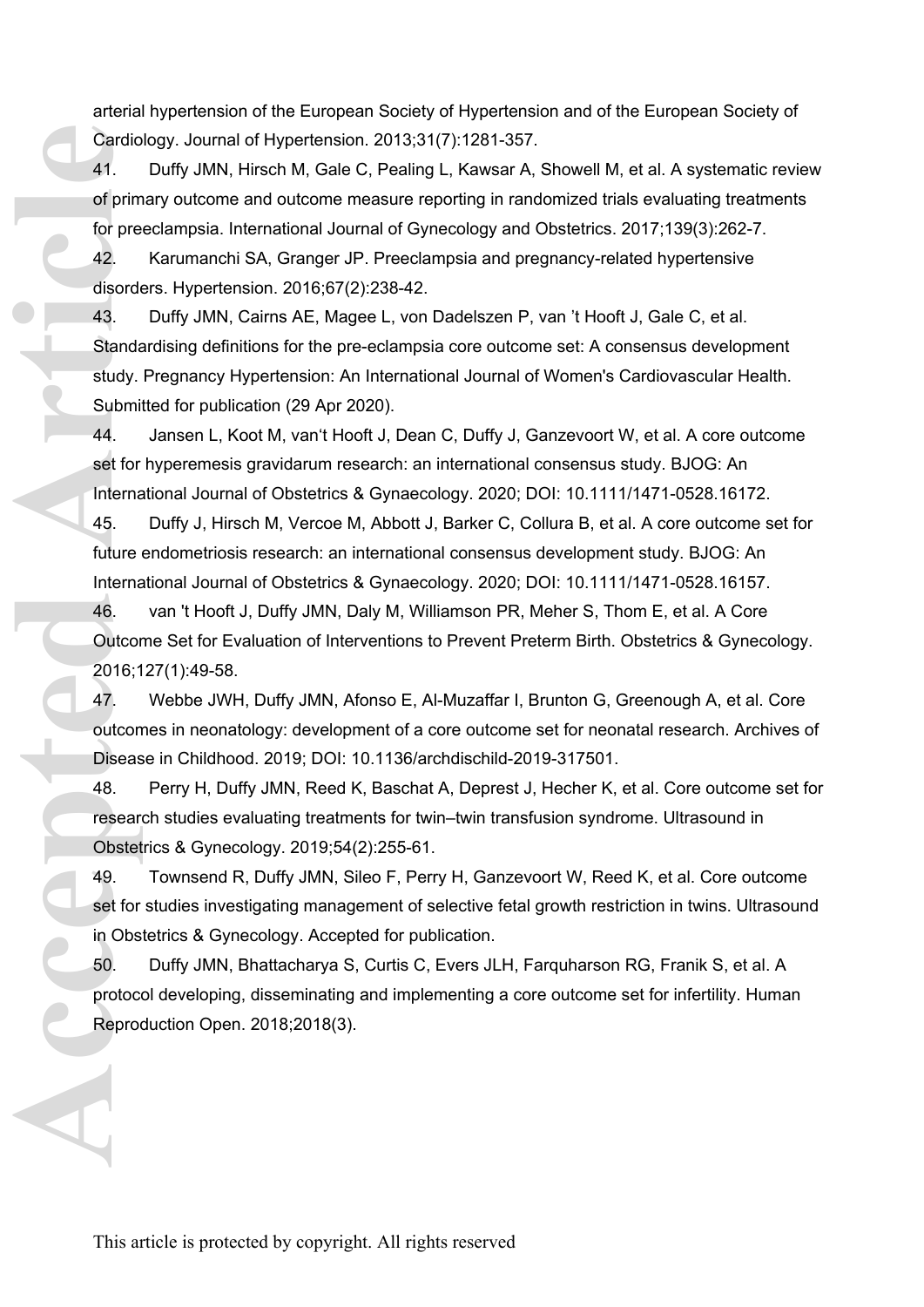arterial hypertension of the European Society of Hypertension and of the European Society of Cardiology. Journal of Hypertension. 2013;31(7):1281-357.

41. Duffy JMN, Hirsch M, Gale C, Pealing L, Kawsar A, Showell M, et al. A systematic review of primary outcome and outcome measure reporting in randomized trials evaluating treatments for preeclampsia. International Journal of Gynecology and Obstetrics. 2017;139(3):262-7.

42. Karumanchi SA, Granger JP. Preeclampsia and pregnancy-related hypertensive disorders. Hypertension. 2016;67(2):238-42.

43. Duffy JMN, Cairns AE, Magee L, von Dadelszen P, van 't Hooft J, Gale C, et al. Standardising definitions for the pre-eclampsia core outcome set: A consensus development study. Pregnancy Hypertension: An International Journal of Women's Cardiovascular Health. Submitted for publication (29 Apr 2020).

44. Jansen L, Koot M, van't Hooft J, Dean C, Duffy J, Ganzevoort W, et al. A core outcome set for hyperemesis gravidarum research: an international consensus study. BJOG: An International Journal of Obstetrics & Gynaecology. 2020; DOI: 10.1111/1471-0528.16172.

45. Duffy J, Hirsch M, Vercoe M, Abbott J, Barker C, Collura B, et al. A core outcome set for future endometriosis research: an international consensus development study. BJOG: An International Journal of Obstetrics & Gynaecology. 2020; DOI: 10.1111/1471-0528.16157.

46. van 't Hooft J, Duffy JMN, Daly M, Williamson PR, Meher S, Thom E, et al. A Core Outcome Set for Evaluation of Interventions to Prevent Preterm Birth. Obstetrics & Gynecology. 2016;127(1):49-58.

47. Webbe JWH, Duffy JMN, Afonso E, Al-Muzaffar I, Brunton G, Greenough A, et al. Core outcomes in neonatology: development of a core outcome set for neonatal research. Archives of Disease in Childhood. 2019; DOI: 10.1136/archdischild-2019-317501.

48. Perry H, Duffy JMN, Reed K, Baschat A, Deprest J, Hecher K, et al. Core outcome set for research studies evaluating treatments for twin–twin transfusion syndrome. Ultrasound in Obstetrics & Gynecology. 2019;54(2):255-61.

49. Townsend R, Duffy JMN, Sileo F, Perry H, Ganzevoort W, Reed K, et al. Core outcome set for studies investigating management of selective fetal growth restriction in twins. Ultrasound in Obstetrics & Gynecology. Accepted for publication.

50. Duffy JMN, Bhattacharya S, Curtis C, Evers JLH, Farquharson RG, Franik S, et al. A protocol developing, disseminating and implementing a core outcome set for infertility. Human Reproduction Open. 2018;2018(3).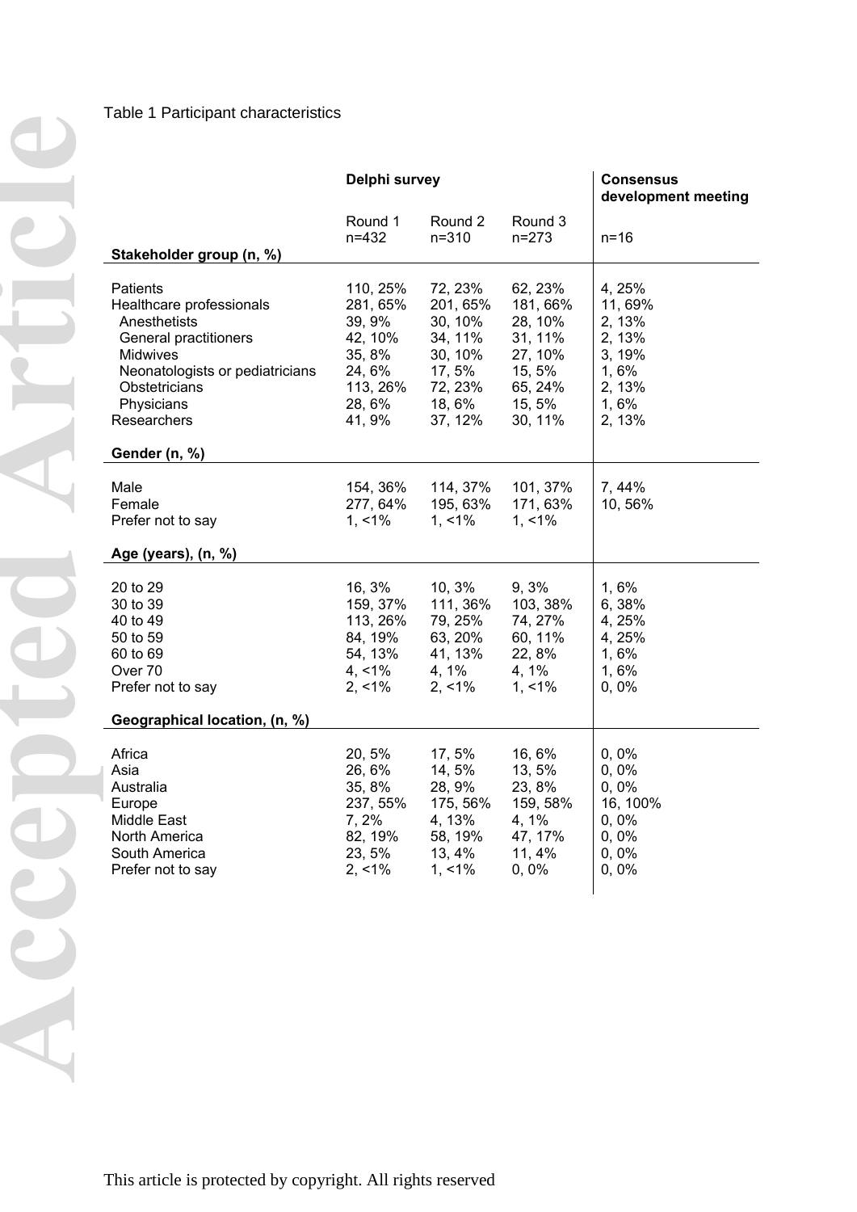Table 1 Participant characteristics

| | Delphi survey | | | Consensus development meeting |
|---|---|---|---|---|
| | Round 1 n=432 | Round 2 n=310 | Round 3 n=273 | n=16 |
| **Stakeholder group (n, %)** | | | | |
| Patients | 110, 25% | 72, 23% | 62, 23% | 4, 25% |
| Healthcare professionals | 281, 65% | 201, 65% | 181, 66% | 11, 69% |
| Anesthetists | 39, 9% | 30, 10% | 28, 10% | 2, 13% |
| General practitioners | 42, 10% | 34, 11% | 31, 11% | 2, 13% |
| Midwives | 35, 8% | 30, 10% | 27, 10% | 3, 19% |
| Neonatologists or pediatricians | 24, 6% | 17, 5% | 15, 5% | 1, 6% |
| Obstetricians | 113, 26% | 72, 23% | 65, 24% | 2, 13% |
| Physicians | 28, 6% | 18, 6% | 15, 5% | 1, 6% |
| Researchers | 41, 9% | 37, 12% | 30, 11% | 2, 13% |
| **Gender (n, %)** | | | | |
| Male | 154, 36% | 114, 37% | 101, 37% | 7, 44% |
| Female | 277, 64% | 195, 63% | 171, 63% | 10, 56% |
| Prefer not to say | 1, <1% | 1, <1% | 1, <1% | |
| **Age (years), (n, %)** | | | | |
| 20 to 29 | 16, 3% | 10, 3% | 9, 3% | 1, 6% |
| 30 to 39 | 159, 37% | 111, 36% | 103, 38% | 6, 38% |
| 40 to 49 | 113, 26% | 79, 25% | 74, 27% | 4, 25% |
| 50 to 59 | 84, 19% | 63, 20% | 60, 11% | 4, 25% |
| 60 to 69 | 54, 13% | 41, 13% | 22, 8% | 1, 6% |
| Over 70 | 4, <1% | 4, 1% | 4, 1% | 1, 6% |
| Prefer not to say | 2, <1% | 2, <1% | 1, <1% | 0, 0% |
| **Geographical location, (n, %)** | | | | |
| Africa | 20, 5% | 17, 5% | 16, 6% | 0, 0% |
| Asia | 26, 6% | 14, 5% | 13, 5% | 0, 0% |
| Australia | 35, 8% | 28, 9% | 23, 8% | 0, 0% |
| Europe | 237, 55% | 175, 56% | 159, 58% | 16, 100% |
| Middle East | 7, 2% | 4, 13% | 4, 1% | 0, 0% |
| North America | 82, 19% | 58, 19% | 47, 17% | 0, 0% |
| South America | 23, 5% | 13, 4% | 11, 4% | 0, 0% |
| Prefer not to say | 2, <1% | 1, <1% | 0, 0% | 0, 0% |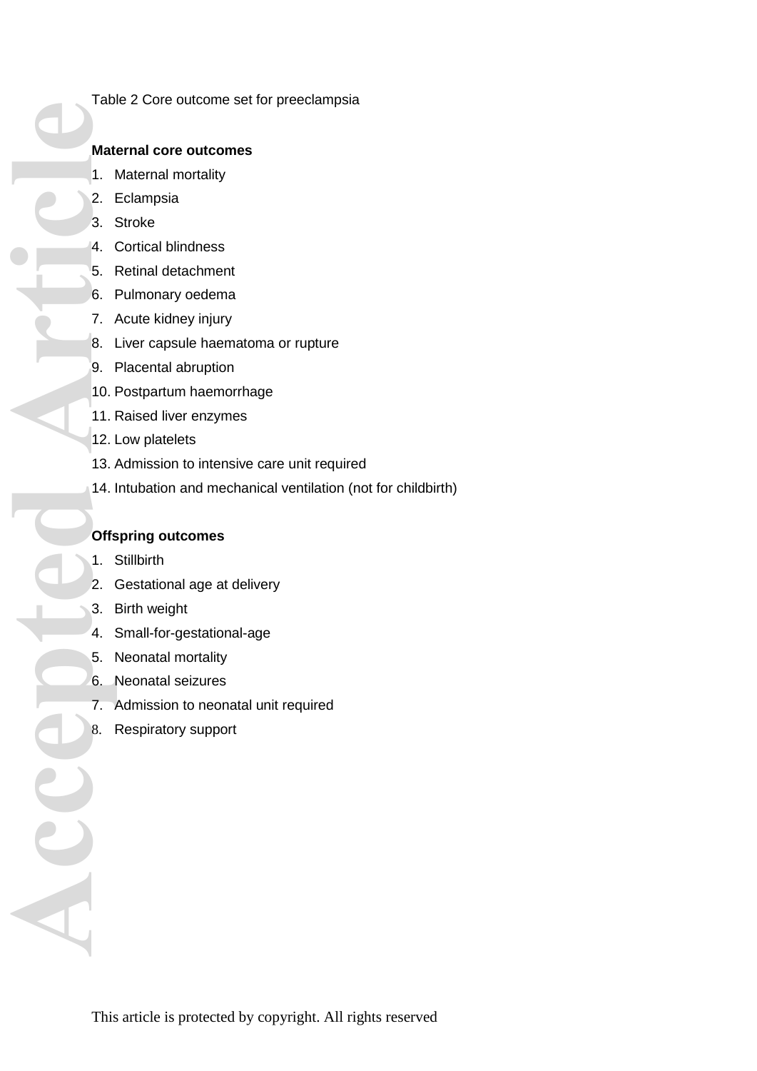Table 2 Core outcome set for preeclampsia

**Maternal core outcomes**

1. Maternal mortality
2. Eclampsia
3. Stroke
4. Cortical blindness
5. Retinal detachment
6. Pulmonary oedema
7. Acute kidney injury
8. Liver capsule haematoma or rupture
9. Placental abruption
10. Postpartum haemorrhage
11. Raised liver enzymes
12. Low platelets
13. Admission to intensive care unit required
14. Intubation and mechanical ventilation (not for childbirth)

**Offspring outcomes**

1. Stillbirth
2. Gestational age at delivery
3. Birth weight
4. Small-for-gestational-age
5. Neonatal mortality
6. Neonatal seizures
7. Admission to neonatal unit required
8. Respiratory support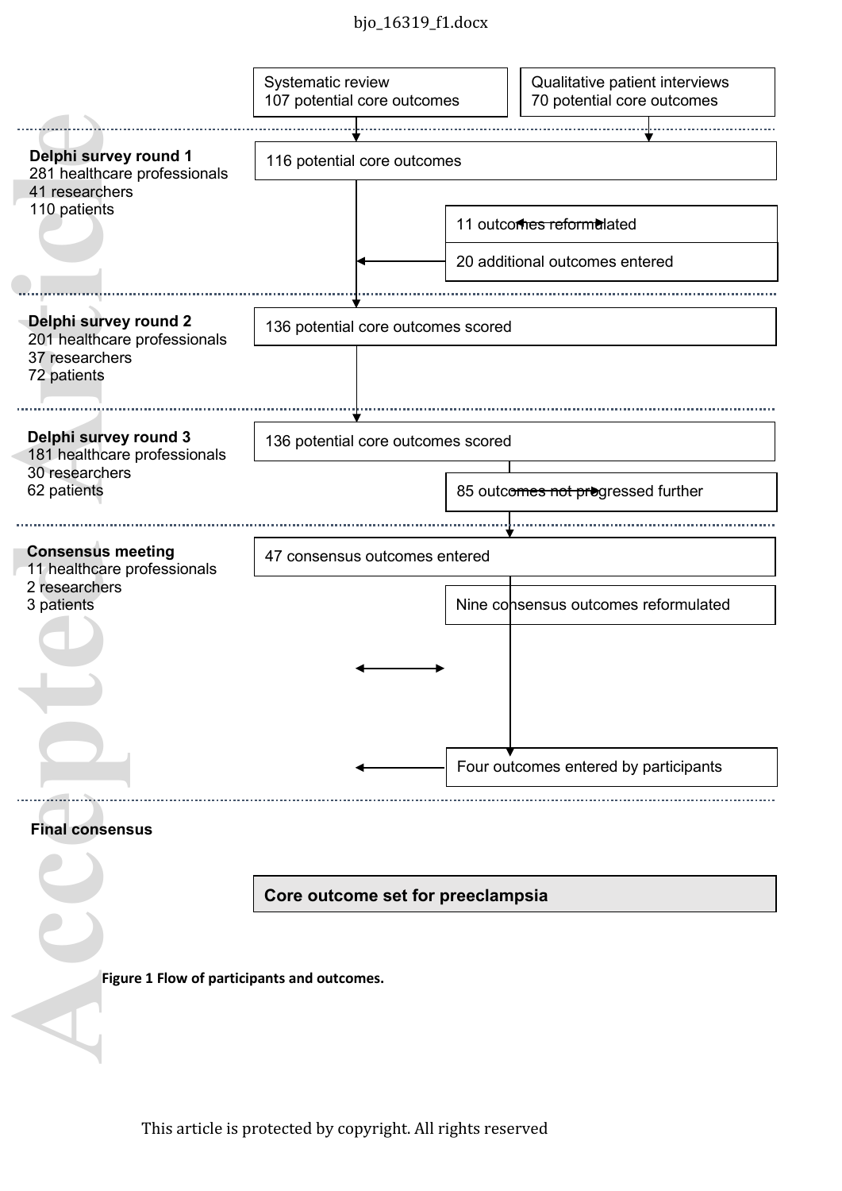Systematic review
107 potential core outcomes

Qualitative patient interviews
70 potential core outcomes

**Delphi survey round 1**
281 healthcare professionals
41 researchers
110 patients

116 potential core outcomes

11 outcomes reformulated

20 additional outcomes entered

**Delphi survey round 2**
201 healthcare professionals
37 researchers
72 patients

136 potential core outcomes scored

**Delphi survey round 3**
181 healthcare professionals
30 researchers
62 patients

136 potential core outcomes scored

85 outcomes not progressed further

**Consensus meeting**
11 healthcare professionals
2 researchers
3 patients

47 consensus outcomes entered

Nine consensus outcomes reformulated

Four outcomes entered by participants

**Final consensus**

**Core outcome set for preeclampsia**

**Figure 1 Flow of participants and outcomes.**